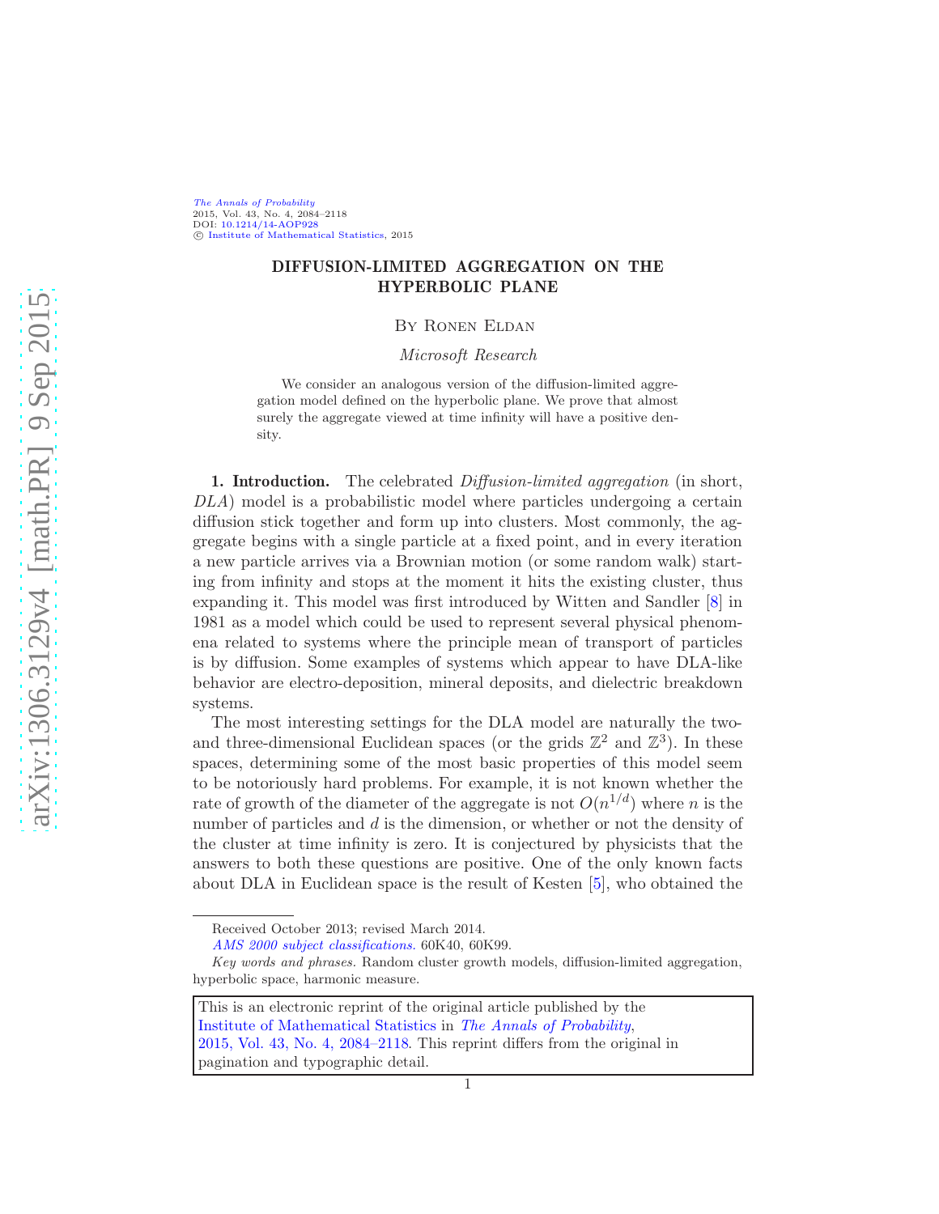# DIFFUSION-LIMITED AGGREGATION ON THE HYPERBOLIC PLANE

By Ronen Eldan

*Microsoft Research*

We consider an analogous version of the diffusion-limited aggregation model defined on the hyperbolic plane. We prove that almost surely the aggregate viewed at time infinity will have a positive density.

**1. Introduction.** The celebrated *Diffusion-limited aggregation* (in short, *DLA*) model is a probabilistic model where particles undergoing a certain diffusion stick together and form up into clusters. Most commonly, the aggregate begins with a single particle at a fixed point, and in every iteration a new particle arrives via a Brownian motion (or some random walk) starting from infinity and stops at the moment it hits the existing cluster, thus expanding it. This model was first introduced by Witten and Sandler [8] in 1981 as a model which could be used to represent several physical phenomena related to systems where the principle mean of transport of particles is by diffusion. Some examples of systems which appear to have DLA-like behavior are electro-deposition, mineral deposits, and dielectric breakdown systems.

The most interesting settings for the DLA model are naturally the two- and three-dimensional Euclidean spaces (or the grids $\mathbb{Z}^2$ and $\mathbb{Z}^3$). In these spaces, determining some of the most basic properties of this model seem to be notoriously hard problems. For example, it is not known whether the rate of growth of the diameter of the aggregate is not $O(n^{1/d})$ where $n$ is the number of particles and $d$ is the dimension, or whether or not the density of the cluster at time infinity is zero. It is conjectured by physicists that the answers to both these questions are positive. One of the only known facts about DLA in Euclidean space is the result of Kesten [5], who obtained the

---

Received October 2013; revised March 2014.

*AMS 2000 subject classifications.* 60K40, 60K99.

*Key words and phrases.* Random cluster growth models, diffusion-limited aggregation, hyperbolic space, harmonic measure.

This is an electronic reprint of the original article published by the Institute of Mathematical Statistics in *The Annals of Probability*, 2015, Vol. 43, No. 4, 2084–2118. This reprint differs from the original in pagination and typographic detail.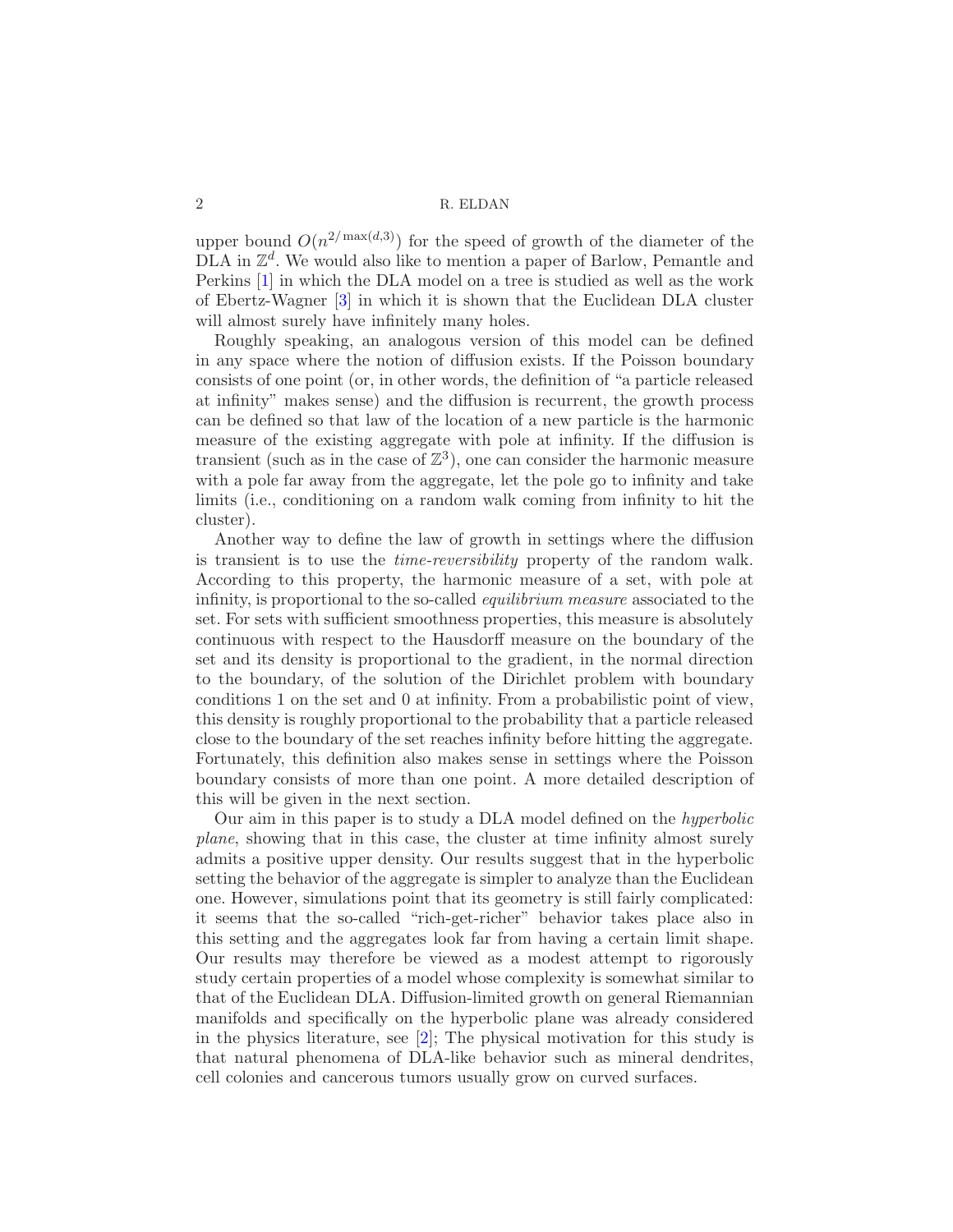upper bound $O(n^{2/\max(d,3)})$ for the speed of growth of the diameter of the DLA in $\mathbb{Z}^d$. We would also like to mention a paper of Barlow, Pemantle and Perkins [1] in which the DLA model on a tree is studied as well as the work of Ebertz-Wagner [3] in which it is shown that the Euclidean DLA cluster will almost surely have infinitely many holes.

Roughly speaking, an analogous version of this model can be defined in any space where the notion of diffusion exists. If the Poisson boundary consists of one point (or, in other words, the definition of "a particle released at infinity" makes sense) and the diffusion is recurrent, the growth process can be defined so that law of the location of a new particle is the harmonic measure of the existing aggregate with pole at infinity. If the diffusion is transient (such as in the case of $\mathbb{Z}^3$), one can consider the harmonic measure with a pole far away from the aggregate, let the pole go to infinity and take limits (i.e., conditioning on a random walk coming from infinity to hit the cluster).

Another way to define the law of growth in settings where the diffusion is transient is to use the *time-reversibility* property of the random walk. According to this property, the harmonic measure of a set, with pole at infinity, is proportional to the so-called *equilibrium measure* associated to the set. For sets with sufficient smoothness properties, this measure is absolutely continuous with respect to the Hausdorff measure on the boundary of the set and its density is proportional to the gradient, in the normal direction to the boundary, of the solution of the Dirichlet problem with boundary conditions 1 on the set and 0 at infinity. From a probabilistic point of view, this density is roughly proportional to the probability that a particle released close to the boundary of the set reaches infinity before hitting the aggregate. Fortunately, this definition also makes sense in settings where the Poisson boundary consists of more than one point. A more detailed description of this will be given in the next section.

Our aim in this paper is to study a DLA model defined on the *hyperbolic plane*, showing that in this case, the cluster at time infinity almost surely admits a positive upper density. Our results suggest that in the hyperbolic setting the behavior of the aggregate is simpler to analyze than the Euclidean one. However, simulations point that its geometry is still fairly complicated: it seems that the so-called "rich-get-richer" behavior takes place also in this setting and the aggregates look far from having a certain limit shape. Our results may therefore be viewed as a modest attempt to rigorously study certain properties of a model whose complexity is somewhat similar to that of the Euclidean DLA. Diffusion-limited growth on general Riemannian manifolds and specifically on the hyperbolic plane was already considered in the physics literature, see [2]; The physical motivation for this study is that natural phenomena of DLA-like behavior such as mineral dendrites, cell colonies and cancerous tumors usually grow on curved surfaces.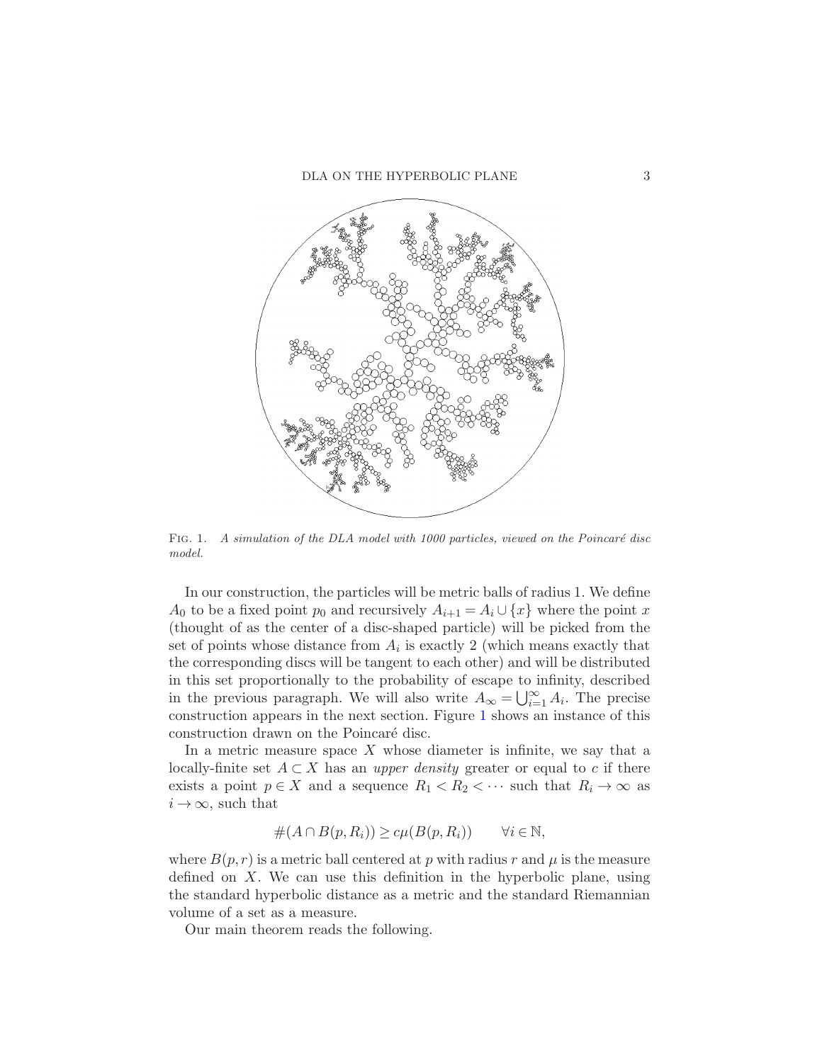FIG. 1. *A simulation of the DLA model with 1000 particles, viewed on the Poincaré disc model.*

In our construction, the particles will be metric balls of radius 1. We define $A_0$ to be a fixed point $p_0$ and recursively $A_{i+1} = A_i \cup \{x\}$ where the point $x$ (thought of as the center of a disc-shaped particle) will be picked from the set of points whose distance from $A_i$ is exactly 2 (which means exactly that the corresponding discs will be tangent to each other) and will be distributed in this set proportionally to the probability of escape to infinity, described in the previous paragraph. We will also write $A_\infty = \bigcup_{i=1}^{\infty} A_i$. The precise construction appears in the next section. Figure 1 shows an instance of this construction drawn on the Poincaré disc.

In a metric measure space $X$ whose diameter is infinite, we say that a locally-finite set $A \subset X$ has an *upper density* greater or equal to $c$ if there exists a point $p \in X$ and a sequence $R_1 < R_2 < \cdots$ such that $R_i \to \infty$ as $i \to \infty$, such that

$$\#(A \cap B(p, R_i)) \geq c\mu(B(p, R_i)) \qquad \forall i \in \mathbb{N},$$

where $B(p, r)$ is a metric ball centered at $p$ with radius $r$ and $\mu$ is the measure defined on $X$. We can use this definition in the hyperbolic plane, using the standard hyperbolic distance as a metric and the standard Riemannian volume of a set as a measure.

Our main theorem reads the following.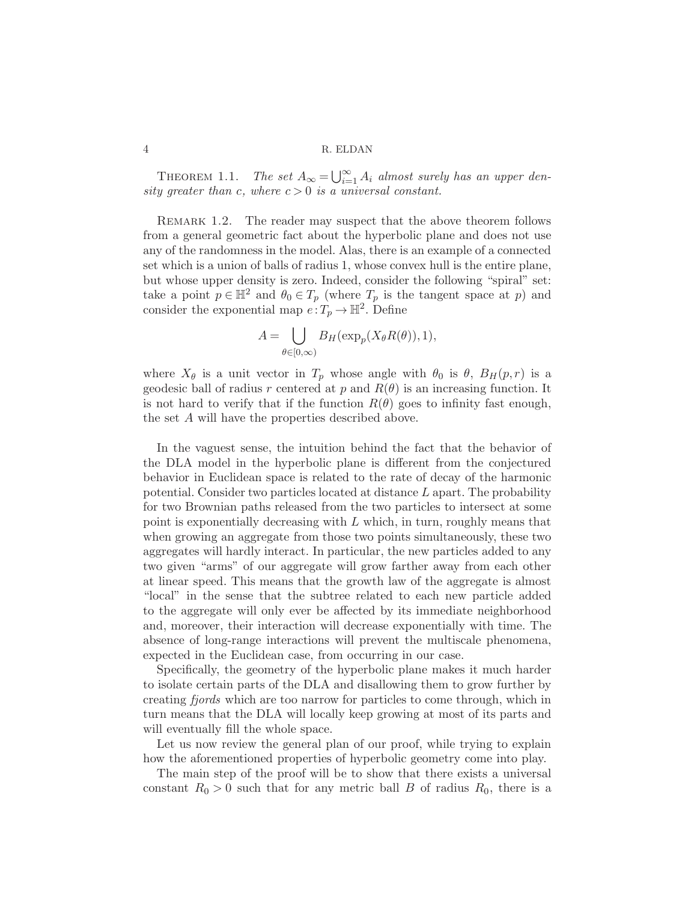**Theorem 1.1.** *The set $A_\infty = \bigcup_{i=1}^{\infty} A_i$ almost surely has an upper density greater than $c$, where $c > 0$ is a universal constant.*

Remark 1.2. The reader may suspect that the above theorem follows from a general geometric fact about the hyperbolic plane and does not use any of the randomness in the model. Alas, there is an example of a connected set which is a union of balls of radius 1, whose convex hull is the entire plane, but whose upper density is zero. Indeed, consider the following "spiral" set: take a point $p \in \mathbb{H}^2$ and $\theta_0 \in T_p$ (where $T_p$ is the tangent space at $p$) and consider the exponential map $e: T_p \to \mathbb{H}^2$. Define

$$A = \bigcup_{\theta \in [0,\infty)} B_H(\exp_p(X_\theta R(\theta)), 1),$$

where $X_\theta$ is a unit vector in $T_p$ whose angle with $\theta_0$ is $\theta$, $B_H(p, r)$ is a geodesic ball of radius $r$ centered at $p$ and $R(\theta)$ is an increasing function. It is not hard to verify that if the function $R(\theta)$ goes to infinity fast enough, the set $A$ will have the properties described above.

In the vaguest sense, the intuition behind the fact that the behavior of the DLA model in the hyperbolic plane is different from the conjectured behavior in Euclidean space is related to the rate of decay of the harmonic potential. Consider two particles located at distance $L$ apart. The probability for two Brownian paths released from the two particles to intersect at some point is exponentially decreasing with $L$ which, in turn, roughly means that when growing an aggregate from those two points simultaneously, these two aggregates will hardly interact. In particular, the new particles added to any two given "arms" of our aggregate will grow farther away from each other at linear speed. This means that the growth law of the aggregate is almost "local" in the sense that the subtree related to each new particle added to the aggregate will only ever be affected by its immediate neighborhood and, moreover, their interaction will decrease exponentially with time. The absence of long-range interactions will prevent the multiscale phenomena, expected in the Euclidean case, from occurring in our case.

Specifically, the geometry of the hyperbolic plane makes it much harder to isolate certain parts of the DLA and disallowing them to grow further by creating *fjords* which are too narrow for particles to come through, which in turn means that the DLA will locally keep growing at most of its parts and will eventually fill the whole space.

Let us now review the general plan of our proof, while trying to explain how the aforementioned properties of hyperbolic geometry come into play.

The main step of the proof will be to show that there exists a universal constant $R_0 > 0$ such that for any metric ball $B$ of radius $R_0$, there is a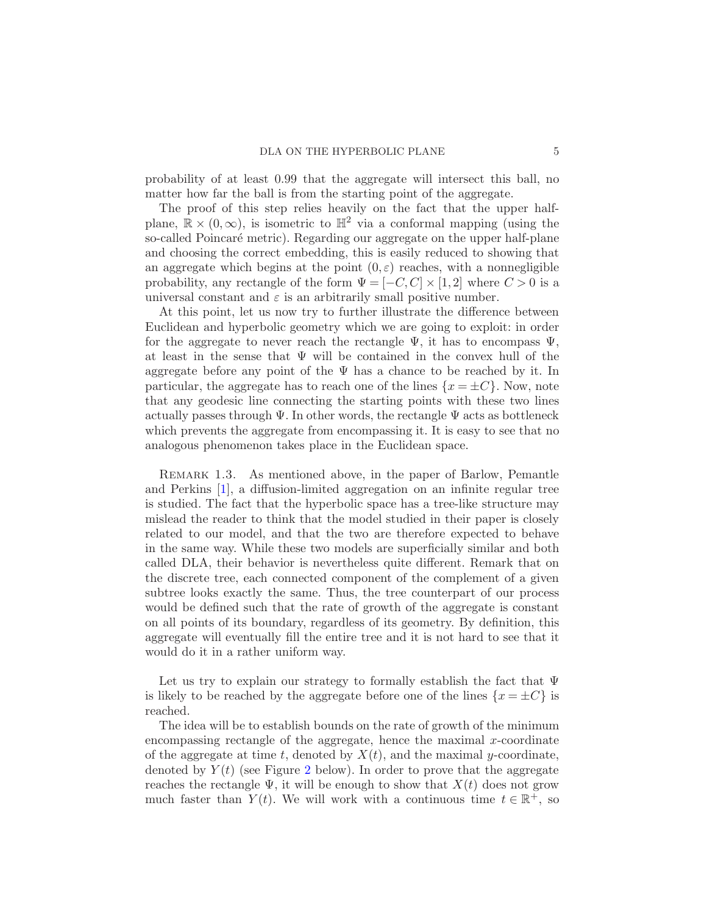probability of at least 0.99 that the aggregate will intersect this ball, no matter how far the ball is from the starting point of the aggregate.

The proof of this step relies heavily on the fact that the upper half-plane, $\mathbb{R} \times (0, \infty)$, is isometric to $\mathbb{H}^2$ via a conformal mapping (using the so-called Poincaré metric). Regarding our aggregate on the upper half-plane and choosing the correct embedding, this is easily reduced to showing that an aggregate which begins at the point $(0, \varepsilon)$ reaches, with a nonnegligible probability, any rectangle of the form $\Psi = [-C, C] \times [1, 2]$ where $C > 0$ is a universal constant and $\varepsilon$ is an arbitrarily small positive number.

At this point, let us now try to further illustrate the difference between Euclidean and hyperbolic geometry which we are going to exploit: in order for the aggregate to never reach the rectangle $\Psi$, it has to encompass $\Psi$, at least in the sense that $\Psi$ will be contained in the convex hull of the aggregate before any point of the $\Psi$ has a chance to be reached by it. In particular, the aggregate has to reach one of the lines $\{x = \pm C\}$. Now, note that any geodesic line connecting the starting points with these two lines actually passes through $\Psi$. In other words, the rectangle $\Psi$ acts as bottleneck which prevents the aggregate from encompassing it. It is easy to see that no analogous phenomenon takes place in the Euclidean space.

Remark 1.3. As mentioned above, in the paper of Barlow, Pemantle and Perkins [1], a diffusion-limited aggregation on an infinite regular tree is studied. The fact that the hyperbolic space has a tree-like structure may mislead the reader to think that the model studied in their paper is closely related to our model, and that the two are therefore expected to behave in the same way. While these two models are superficially similar and both called DLA, their behavior is nevertheless quite different. Remark that on the discrete tree, each connected component of the complement of a given subtree looks exactly the same. Thus, the tree counterpart of our process would be defined such that the rate of growth of the aggregate is constant on all points of its boundary, regardless of its geometry. By definition, this aggregate will eventually fill the entire tree and it is not hard to see that it would do it in a rather uniform way.

Let us try to explain our strategy to formally establish the fact that $\Psi$ is likely to be reached by the aggregate before one of the lines $\{x = \pm C\}$ is reached.

The idea will be to establish bounds on the rate of growth of the minimum encompassing rectangle of the aggregate, hence the maximal $x$-coordinate of the aggregate at time $t$, denoted by $X(t)$, and the maximal $y$-coordinate, denoted by $Y(t)$ (see Figure 2 below). In order to prove that the aggregate reaches the rectangle $\Psi$, it will be enough to show that $X(t)$ does not grow much faster than $Y(t)$. We will work with a continuous time $t \in \mathbb{R}^+$, so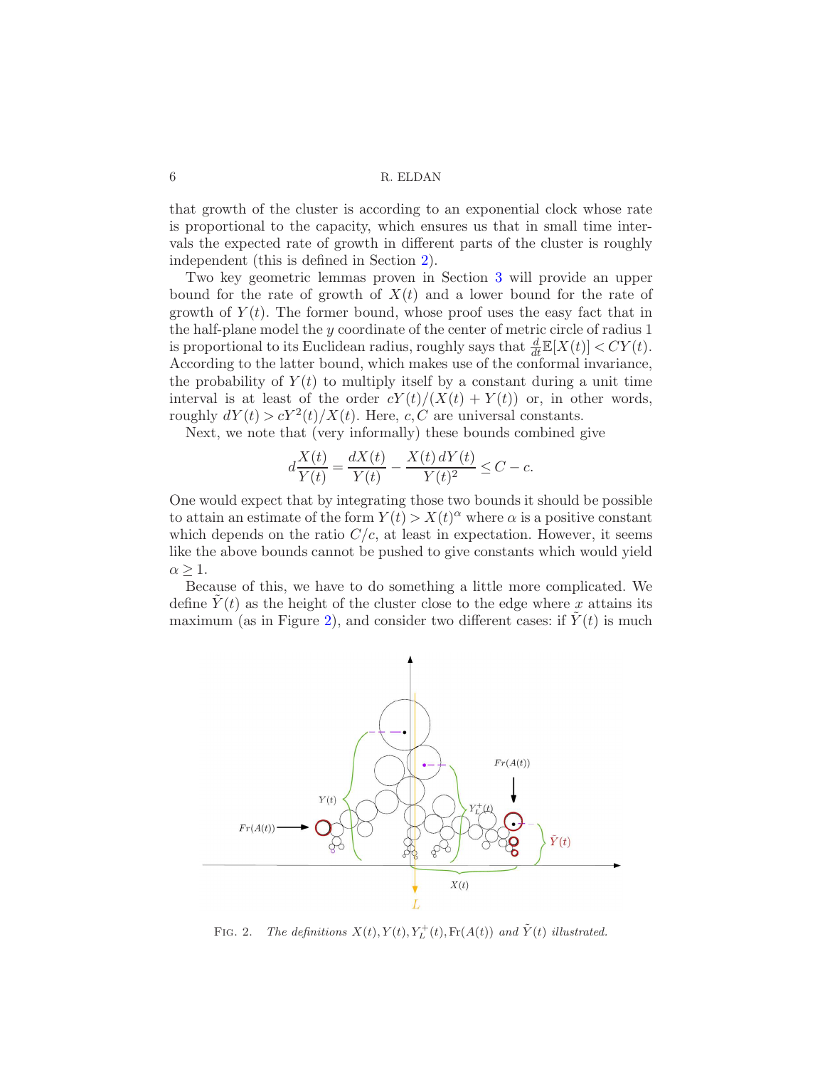that growth of the cluster is according to an exponential clock whose rate is proportional to the capacity, which ensures us that in small time intervals the expected rate of growth in different parts of the cluster is roughly independent (this is defined in Section 2).

Two key geometric lemmas proven in Section 3 will provide an upper bound for the rate of growth of $X(t)$ and a lower bound for the rate of growth of $Y(t)$. The former bound, whose proof uses the easy fact that in the half-plane model the $y$ coordinate of the center of metric circle of radius 1 is proportional to its Euclidean radius, roughly says that $\frac{d}{dt}\mathbb{E}[X(t)] < CY(t)$. According to the latter bound, which makes use of the conformal invariance, the probability of $Y(t)$ to multiply itself by a constant during a unit time interval is at least of the order $cY(t)/(X(t)+Y(t))$ or, in other words, roughly $dY(t) > cY^2(t)/X(t)$. Here, $c, C$ are universal constants.

Next, we note that (very informally) these bounds combined give

$$d\frac{X(t)}{Y(t)} = \frac{dX(t)}{Y(t)} - \frac{X(t)\,dY(t)}{Y(t)^2} \leq C - c.$$

One would expect that by integrating those two bounds it should be possible to attain an estimate of the form $Y(t) > X(t)^\alpha$ where $\alpha$ is a positive constant which depends on the ratio $C/c$, at least in expectation. However, it seems like the above bounds cannot be pushed to give constants which would yield $\alpha \geq 1$.

Because of this, we have to do something a little more complicated. We define $\tilde{Y}(t)$ as the height of the cluster close to the edge where $x$ attains its maximum (as in Figure 2), and consider two different cases: if $\tilde{Y}(t)$ is much

FIG. 2. *The definitions $X(t), Y(t), Y_L^+(t), \mathrm{Fr}(A(t))$ and $\tilde{Y}(t)$ illustrated.*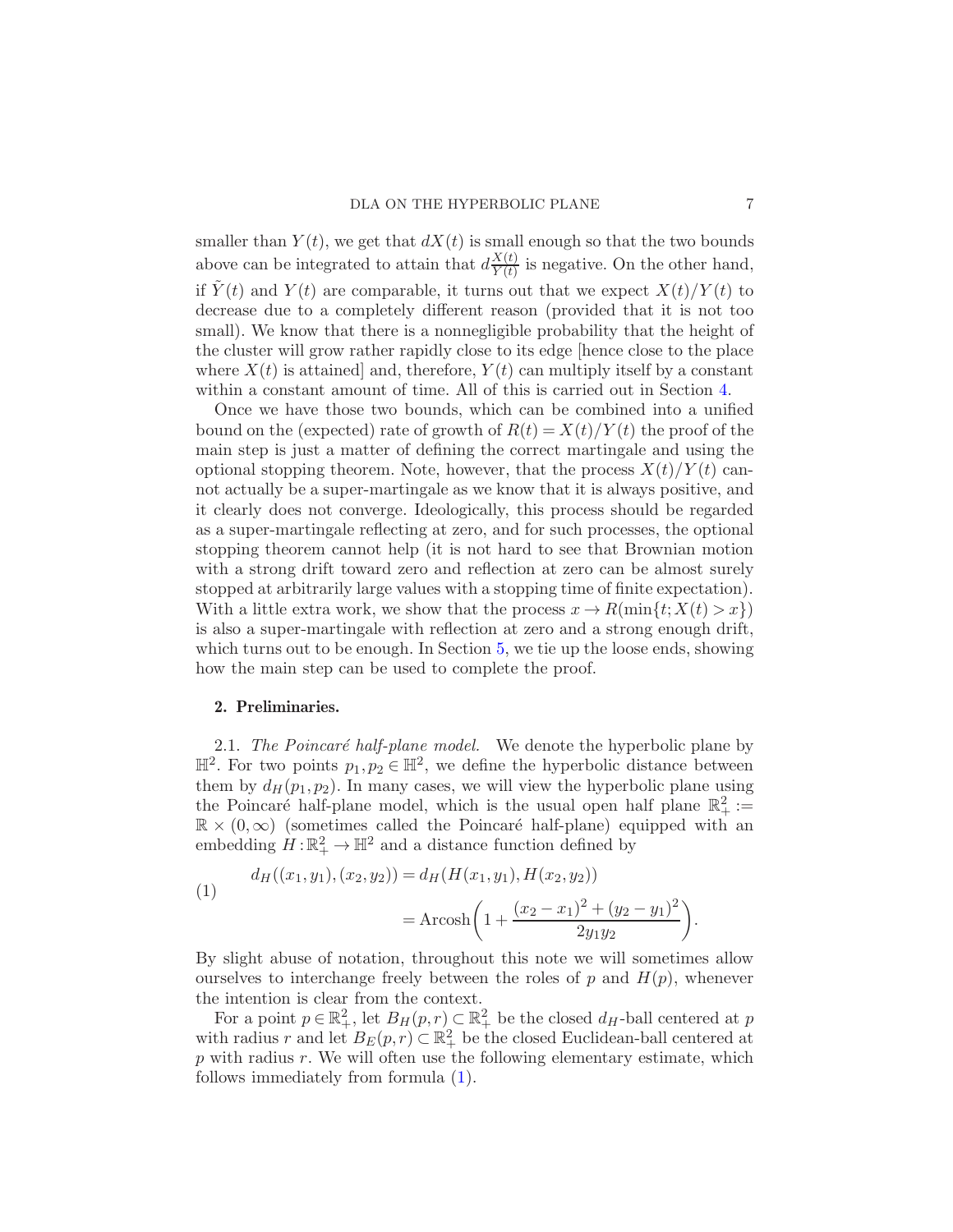smaller than $Y(t)$, we get that $dX(t)$ is small enough so that the two bounds above can be integrated to attain that $d\frac{X(t)}{Y(t)}$ is negative. On the other hand, if $\tilde{Y}(t)$ and $Y(t)$ are comparable, it turns out that we expect $X(t)/Y(t)$ to decrease due to a completely different reason (provided that it is not too small). We know that there is a nonnegligible probability that the height of the cluster will grow rather rapidly close to its edge [hence close to the place where $X(t)$ is attained] and, therefore, $Y(t)$ can multiply itself by a constant within a constant amount of time. All of this is carried out in Section 4.

Once we have those two bounds, which can be combined into a unified bound on the (expected) rate of growth of $R(t) = X(t)/Y(t)$ the proof of the main step is just a matter of defining the correct martingale and using the optional stopping theorem. Note, however, that the process $X(t)/Y(t)$ cannot actually be a super-martingale as we know that it is always positive, and it clearly does not converge. Ideologically, this process should be regarded as a super-martingale reflecting at zero, and for such processes, the optional stopping theorem cannot help (it is not hard to see that Brownian motion with a strong drift toward zero and reflection at zero can be almost surely stopped at arbitrarily large values with a stopping time of finite expectation). With a little extra work, we show that the process $x \to R(\min\{t; X(t) > x\})$ is also a super-martingale with reflection at zero and a strong enough drift, which turns out to be enough. In Section 5, we tie up the loose ends, showing how the main step can be used to complete the proof.

## 2. Preliminaries.

2.1. *The Poincaré half-plane model.* We denote the hyperbolic plane by $\mathbb{H}^2$. For two points $p_1, p_2 \in \mathbb{H}^2$, we define the hyperbolic distance between them by $d_H(p_1, p_2)$. In many cases, we will view the hyperbolic plane using the Poincaré half-plane model, which is the usual open half plane $\mathbb{R}^2_+ := \mathbb{R} \times (0, \infty)$ (sometimes called the Poincaré half-plane) equipped with an embedding $H : \mathbb{R}^2_+ \to \mathbb{H}^2$ and a distance function defined by

$$
\begin{aligned}
d_H((x_1, y_1), (x_2, y_2)) &= d_H(H(x_1, y_1), H(x_2, y_2)) \\
&= \operatorname{Arcosh}\left(1 + \frac{(x_2 - x_1)^2 + (y_2 - y_1)^2}{2 y_1 y_2}\right).
\end{aligned}
\tag{1}
$$

By slight abuse of notation, throughout this note we will sometimes allow ourselves to interchange freely between the roles of $p$ and $H(p)$, whenever the intention is clear from the context.

For a point $p \in \mathbb{R}^2_+$, let $B_H(p, r) \subset \mathbb{R}^2_+$ be the closed $d_H$-ball centered at $p$ with radius $r$ and let $B_E(p, r) \subset \mathbb{R}^2_+$ be the closed Euclidean-ball centered at $p$ with radius $r$. We will often use the following elementary estimate, which follows immediately from formula (1).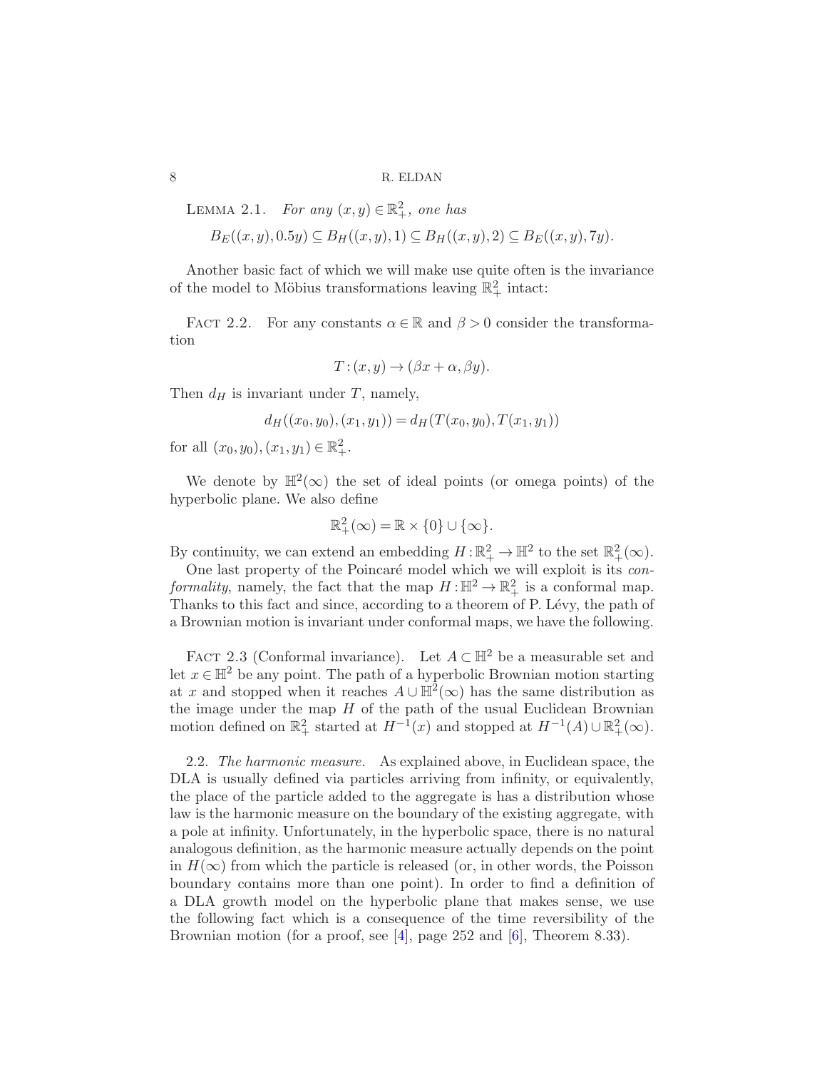Lemma 2.1. *For any $(x,y) \in \mathbb{R}^2_+$, one has*

$$B_E((x,y), 0.5y) \subseteq B_H((x,y),1) \subseteq B_H((x,y),2) \subseteq B_E((x,y), 7y).$$

Another basic fact of which we will make use quite often is the invariance of the model to Möbius transformations leaving $\mathbb{R}^2_+$ intact:

Fact 2.2. For any constants $\alpha \in \mathbb{R}$ and $\beta > 0$ consider the transformation

$$T : (x,y) \to (\beta x + \alpha, \beta y).$$

Then $d_H$ is invariant under $T$, namely,

$$d_H((x_0,y_0),(x_1,y_1)) = d_H(T(x_0,y_0), T(x_1,y_1))$$

for all $(x_0,y_0),(x_1,y_1) \in \mathbb{R}^2_+$.

We denote by $\mathbb{H}^2(\infty)$ the set of ideal points (or omega points) of the hyperbolic plane. We also define

$$\mathbb{R}^2_+(\infty) = \mathbb{R} \times \{0\} \cup \{\infty\}.$$

By continuity, we can extend an embedding $H : \mathbb{R}^2_+ \to \mathbb{H}^2$ to the set $\mathbb{R}^2_+(\infty)$.

One last property of the Poincaré model which we will exploit is its *conformality*, namely, the fact that the map $H : \mathbb{H}^2 \to \mathbb{R}^2_+$ is a conformal map. Thanks to this fact and since, according to a theorem of P. Lévy, the path of a Brownian motion is invariant under conformal maps, we have the following.

Fact 2.3 (Conformal invariance). Let $A \subset \mathbb{H}^2$ be a measurable set and let $x \in \mathbb{H}^2$ be any point. The path of a hyperbolic Brownian motion starting at $x$ and stopped when it reaches $A \cup \mathbb{H}^2(\infty)$ has the same distribution as the image under the map $H$ of the path of the usual Euclidean Brownian motion defined on $\mathbb{R}^2_+$ started at $H^{-1}(x)$ and stopped at $H^{-1}(A) \cup \mathbb{R}^2_+(\infty)$.

2.2. *The harmonic measure.* As explained above, in Euclidean space, the DLA is usually defined via particles arriving from infinity, or equivalently, the place of the particle added to the aggregate is has a distribution whose law is the harmonic measure on the boundary of the existing aggregate, with a pole at infinity. Unfortunately, in the hyperbolic space, there is no natural analogous definition, as the harmonic measure actually depends on the point in $H(\infty)$ from which the particle is released (or, in other words, the Poisson boundary contains more than one point). In order to find a definition of a DLA growth model on the hyperbolic plane that makes sense, we use the following fact which is a consequence of the time reversibility of the Brownian motion (for a proof, see [4], page 252 and [6], Theorem 8.33).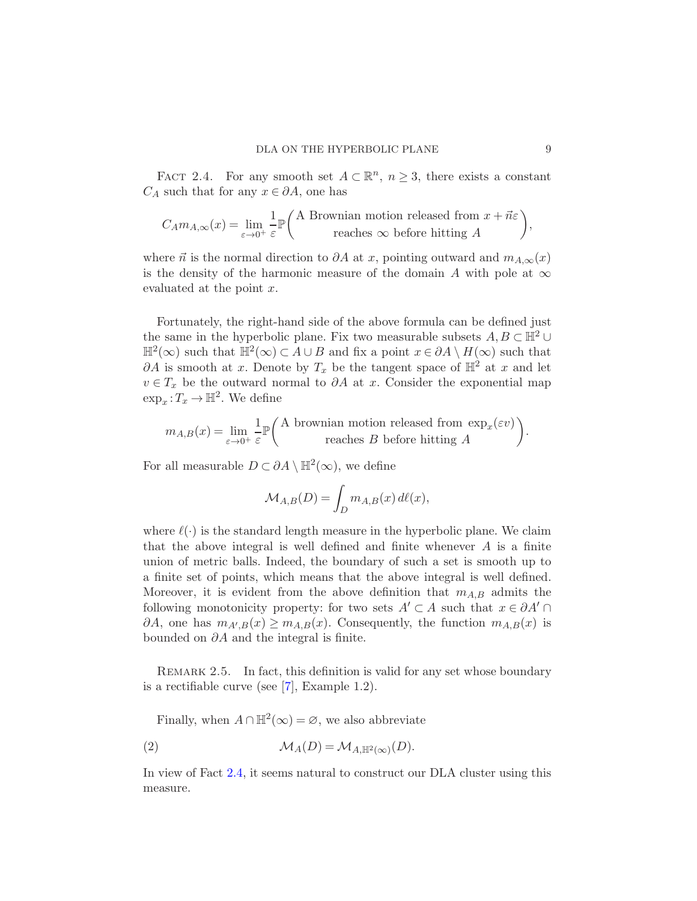FACT 2.4. For any smooth set $A \subset \mathbb{R}^n$, $n \geq 3$, there exists a constant $C_A$ such that for any $x \in \partial A$, one has

$$C_A m_{A,\infty}(x) = \lim_{\varepsilon \to 0^+} \frac{1}{\varepsilon} \mathbb{P}\begin{pmatrix} \text{A Brownian motion released from } x + \vec{n}\varepsilon \\ \text{reaches } \infty \text{ before hitting } A \end{pmatrix},$$

where $\vec{n}$ is the normal direction to $\partial A$ at $x$, pointing outward and $m_{A,\infty}(x)$ is the density of the harmonic measure of the domain $A$ with pole at $\infty$ evaluated at the point $x$.

Fortunately, the right-hand side of the above formula can be defined just the same in the hyperbolic plane. Fix two measurable subsets $A, B \subset \mathbb{H}^2 \cup \mathbb{H}^2(\infty)$ such that $\mathbb{H}^2(\infty) \subset A \cup B$ and fix a point $x \in \partial A \setminus H(\infty)$ such that $\partial A$ is smooth at $x$. Denote by $T_x$ be the tangent space of $\mathbb{H}^2$ at $x$ and let $v \in T_x$ be the outward normal to $\partial A$ at $x$. Consider the exponential map $\exp_x : T_x \to \mathbb{H}^2$. We define

$$m_{A,B}(x) = \lim_{\varepsilon \to 0^+} \frac{1}{\varepsilon} \mathbb{P}\begin{pmatrix} \text{A brownian motion released from } \exp_x(\varepsilon v) \\ \text{reaches } B \text{ before hitting } A \end{pmatrix}.$$

For all measurable $D \subset \partial A \setminus \mathbb{H}^2(\infty)$, we define

$$\mathcal{M}_{A,B}(D) = \int_D m_{A,B}(x)\, d\ell(x),$$

where $\ell(\cdot)$ is the standard length measure in the hyperbolic plane. We claim that the above integral is well defined and finite whenever $A$ is a finite union of metric balls. Indeed, the boundary of such a set is smooth up to a finite set of points, which means that the above integral is well defined. Moreover, it is evident from the above definition that $m_{A,B}$ admits the following monotonicity property: for two sets $A' \subset A$ such that $x \in \partial A' \cap \partial A$, one has $m_{A',B}(x) \geq m_{A,B}(x)$. Consequently, the function $m_{A,B}(x)$ is bounded on $\partial A$ and the integral is finite.

REMARK 2.5. In fact, this definition is valid for any set whose boundary is a rectifiable curve (see [7], Example 1.2).

Finally, when $A \cap \mathbb{H}^2(\infty) = \varnothing$, we also abbreviate

$$\mathcal{M}_A(D) = \mathcal{M}_{A,\mathbb{H}^2(\infty)}(D). \tag{2}$$

In view of Fact 2.4, it seems natural to construct our DLA cluster using this measure.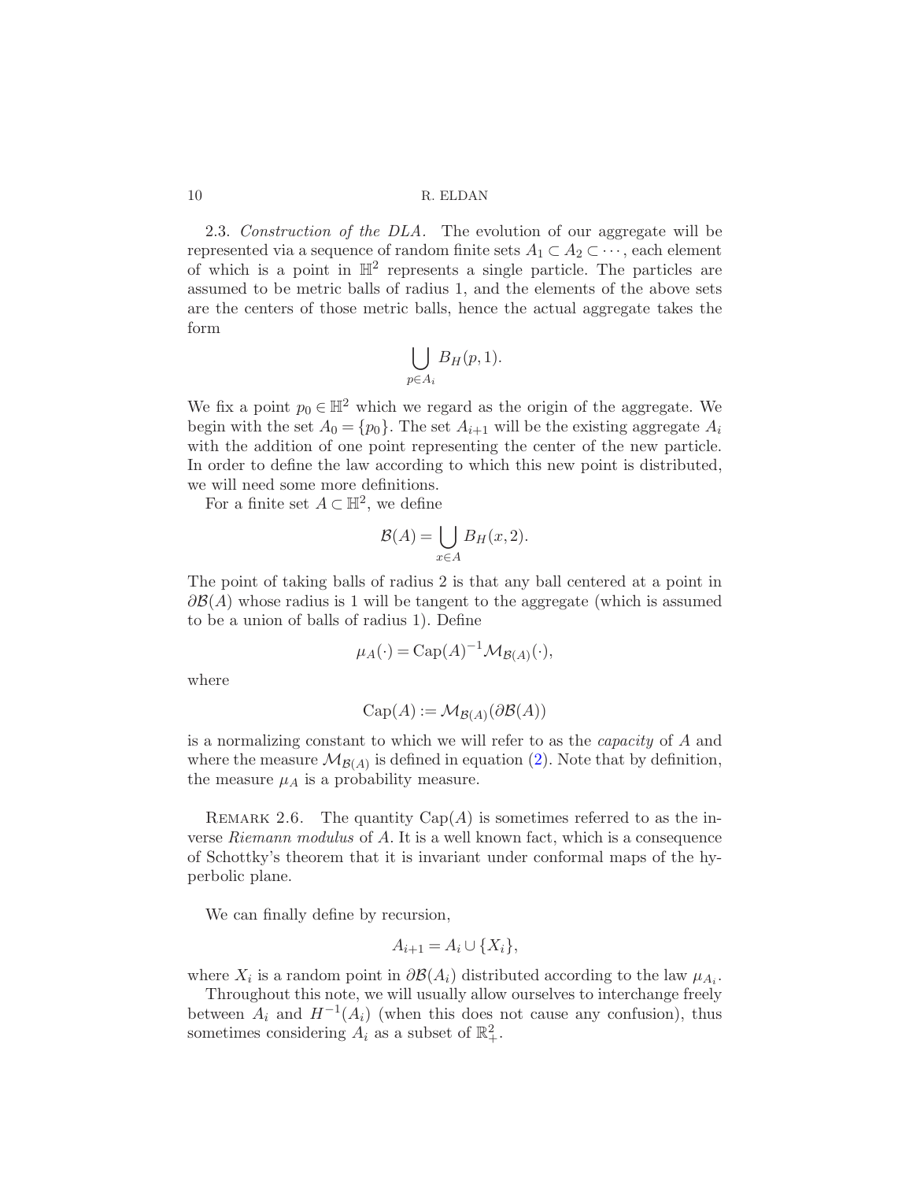2.3. *Construction of the DLA.* The evolution of our aggregate will be represented via a sequence of random finite sets $A_1 \subset A_2 \subset \cdots$, each element of which is a point in $\mathbb{H}^2$ represents a single particle. The particles are assumed to be metric balls of radius 1, and the elements of the above sets are the centers of those metric balls, hence the actual aggregate takes the form

$$\bigcup_{p \in A_i} B_H(p, 1).$$

We fix a point $p_0 \in \mathbb{H}^2$ which we regard as the origin of the aggregate. We begin with the set $A_0 = \{p_0\}$. The set $A_{i+1}$ will be the existing aggregate $A_i$ with the addition of one point representing the center of the new particle. In order to define the law according to which this new point is distributed, we will need some more definitions.

For a finite set $A \subset \mathbb{H}^2$, we define

$$\mathcal{B}(A) = \bigcup_{x \in A} B_H(x, 2).$$

The point of taking balls of radius 2 is that any ball centered at a point in $\partial \mathcal{B}(A)$ whose radius is 1 will be tangent to the aggregate (which is assumed to be a union of balls of radius 1). Define

$$\mu_A(\cdot) = \mathrm{Cap}(A)^{-1} \mathcal{M}_{\mathcal{B}(A)}(\cdot),$$

where

$$\mathrm{Cap}(A) := \mathcal{M}_{\mathcal{B}(A)}(\partial \mathcal{B}(A))$$

is a normalizing constant to which we will refer to as the *capacity* of $A$ and where the measure $\mathcal{M}_{\mathcal{B}(A)}$ is defined in equation (2). Note that by definition, the measure $\mu_A$ is a probability measure.

REMARK 2.6. The quantity $\mathrm{Cap}(A)$ is sometimes referred to as the inverse *Riemann modulus* of $A$. It is a well known fact, which is a consequence of Schottky's theorem that it is invariant under conformal maps of the hyperbolic plane.

We can finally define by recursion,

$$A_{i+1} = A_i \cup \{X_i\},$$

where $X_i$ is a random point in $\partial \mathcal{B}(A_i)$ distributed according to the law $\mu_{A_i}$.

Throughout this note, we will usually allow ourselves to interchange freely between $A_i$ and $H^{-1}(A_i)$ (when this does not cause any confusion), thus sometimes considering $A_i$ as a subset of $\mathbb{R}^2_+$.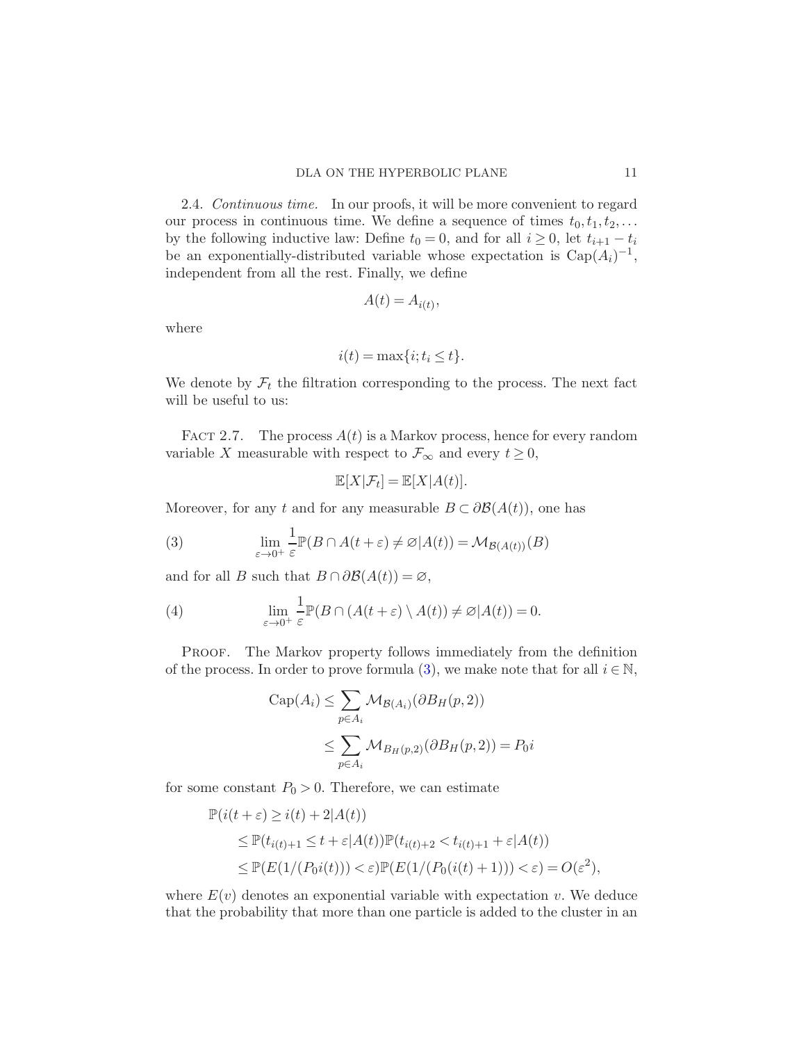2.4. *Continuous time.* In our proofs, it will be more convenient to regard our process in continuous time. We define a sequence of times $t_0, t_1, t_2, \dots$ by the following inductive law: Define $t_0 = 0$, and for all $i \geq 0$, let $t_{i+1} - t_i$ be an exponentially-distributed variable whose expectation is $\text{Cap}(A_i)^{-1}$, independent from all the rest. Finally, we define

$$A(t) = A_{i(t)},$$

where

$$i(t) = \max\{i; t_i \leq t\}.$$

We denote by $\mathcal{F}_t$ the filtration corresponding to the process. The next fact will be useful to us:

FACT 2.7. The process $A(t)$ is a Markov process, hence for every random variable $X$ measurable with respect to $\mathcal{F}_\infty$ and every $t \geq 0$,

$$\mathbb{E}[X|\mathcal{F}_t] = \mathbb{E}[X|A(t)].$$

Moreover, for any $t$ and for any measurable $B \subset \partial\mathcal{B}(A(t))$, one has

$$\lim_{\varepsilon \to 0^+} \frac{1}{\varepsilon} \mathbb{P}(B \cap A(t+\varepsilon) \neq \varnothing | A(t)) = \mathcal{M}_{\mathcal{B}(A(t))}(B) \tag{3}$$

and for all $B$ such that $B \cap \partial\mathcal{B}(A(t)) = \varnothing$,

$$\lim_{\varepsilon \to 0^+} \frac{1}{\varepsilon} \mathbb{P}(B \cap (A(t+\varepsilon) \setminus A(t)) \neq \varnothing | A(t)) = 0. \tag{4}$$

PROOF. The Markov property follows immediately from the definition of the process. In order to prove formula (3), we make note that for all $i \in \mathbb{N}$,

$$\begin{aligned}
\text{Cap}(A_i) &\leq \sum_{p \in A_i} \mathcal{M}_{\mathcal{B}(A_i)}(\partial B_H(p,2)) \\
&\leq \sum_{p \in A_i} \mathcal{M}_{B_H(p,2)}(\partial B_H(p,2)) = P_0 i
\end{aligned}$$

for some constant $P_0 > 0$. Therefore, we can estimate

$$\begin{aligned}
&\mathbb{P}(i(t+\varepsilon) \geq i(t) + 2 | A(t)) \\
&\quad \leq \mathbb{P}(t_{i(t)+1} \leq t + \varepsilon | A(t)) \mathbb{P}(t_{i(t)+2} < t_{i(t)+1} + \varepsilon | A(t)) \\
&\quad \leq \mathbb{P}(E(1/(P_0 i(t))) < \varepsilon) \mathbb{P}(E(1/(P_0(i(t)+1))) < \varepsilon) = O(\varepsilon^2),
\end{aligned}$$

where $E(v)$ denotes an exponential variable with expectation $v$. We deduce that the probability that more than one particle is added to the cluster in an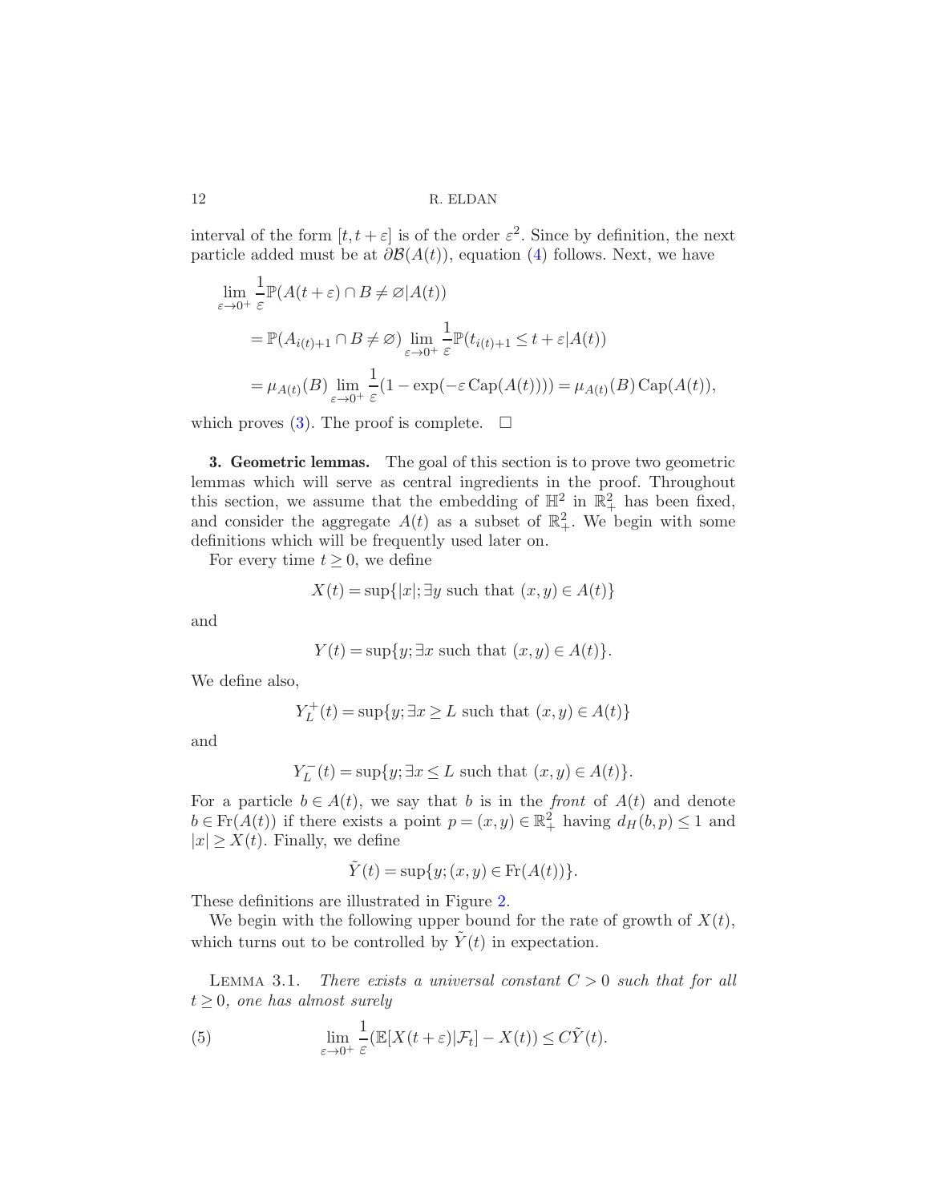interval of the form $[t, t+\varepsilon]$ is of the order $\varepsilon^2$. Since by definition, the next particle added must be at $\partial\mathcal{B}(A(t))$, equation (4) follows. Next, we have

$$
\begin{aligned}
\lim_{\varepsilon\to 0^+} & \frac{1}{\varepsilon}\mathbb{P}(A(t+\varepsilon)\cap B \neq \varnothing | A(t)) \\
&= \mathbb{P}(A_{i(t)+1}\cap B \neq \varnothing) \lim_{\varepsilon\to 0^+}\frac{1}{\varepsilon}\mathbb{P}(t_{i(t)+1} \le t+\varepsilon | A(t)) \\
&= \mu_{A(t)}(B)\lim_{\varepsilon\to 0^+}\frac{1}{\varepsilon}(1-\exp(-\varepsilon \operatorname{Cap}(A(t)))) = \mu_{A(t)}(B)\operatorname{Cap}(A(t)),
\end{aligned}
$$

which proves (3). The proof is complete. $\square$

**3. Geometric lemmas.** The goal of this section is to prove two geometric lemmas which will serve as central ingredients in the proof. Throughout this section, we assume that the embedding of $\mathbb{H}^2$ in $\mathbb{R}^2_+$ has been fixed, and consider the aggregate $A(t)$ as a subset of $\mathbb{R}^2_+$. We begin with some definitions which will be frequently used later on.

For every time $t \ge 0$, we define

$$X(t) = \sup\{|x|; \exists y \text{ such that } (x,y)\in A(t)\}$$

and

$$Y(t) = \sup\{y; \exists x \text{ such that } (x,y)\in A(t)\}.$$

We define also,

$$Y_L^+(t) = \sup\{y; \exists x \ge L \text{ such that } (x,y)\in A(t)\}$$

and

$$Y_L^-(t) = \sup\{y; \exists x \le L \text{ such that } (x,y)\in A(t)\}.$$

For a particle $b \in A(t)$, we say that $b$ is in the *front* of $A(t)$ and denote $b \in \operatorname{Fr}(A(t))$ if there exists a point $p=(x,y)\in\mathbb{R}^2_+$ having $d_H(b,p)\le 1$ and $|x| \ge X(t)$. Finally, we define

$$\tilde{Y}(t) = \sup\{y; (x,y)\in \operatorname{Fr}(A(t))\}.$$

These definitions are illustrated in Figure 2.

We begin with the following upper bound for the rate of growth of $X(t)$, which turns out to be controlled by $\tilde{Y}(t)$ in expectation.

LEMMA 3.1. *There exists a universal constant $C>0$ such that for all $t\ge 0$, one has almost surely*

$$\lim_{\varepsilon\to 0^+}\frac{1}{\varepsilon}(\mathbb{E}[X(t+\varepsilon)|\mathcal{F}_t] - X(t)) \le C\tilde{Y}(t). \tag{5}$$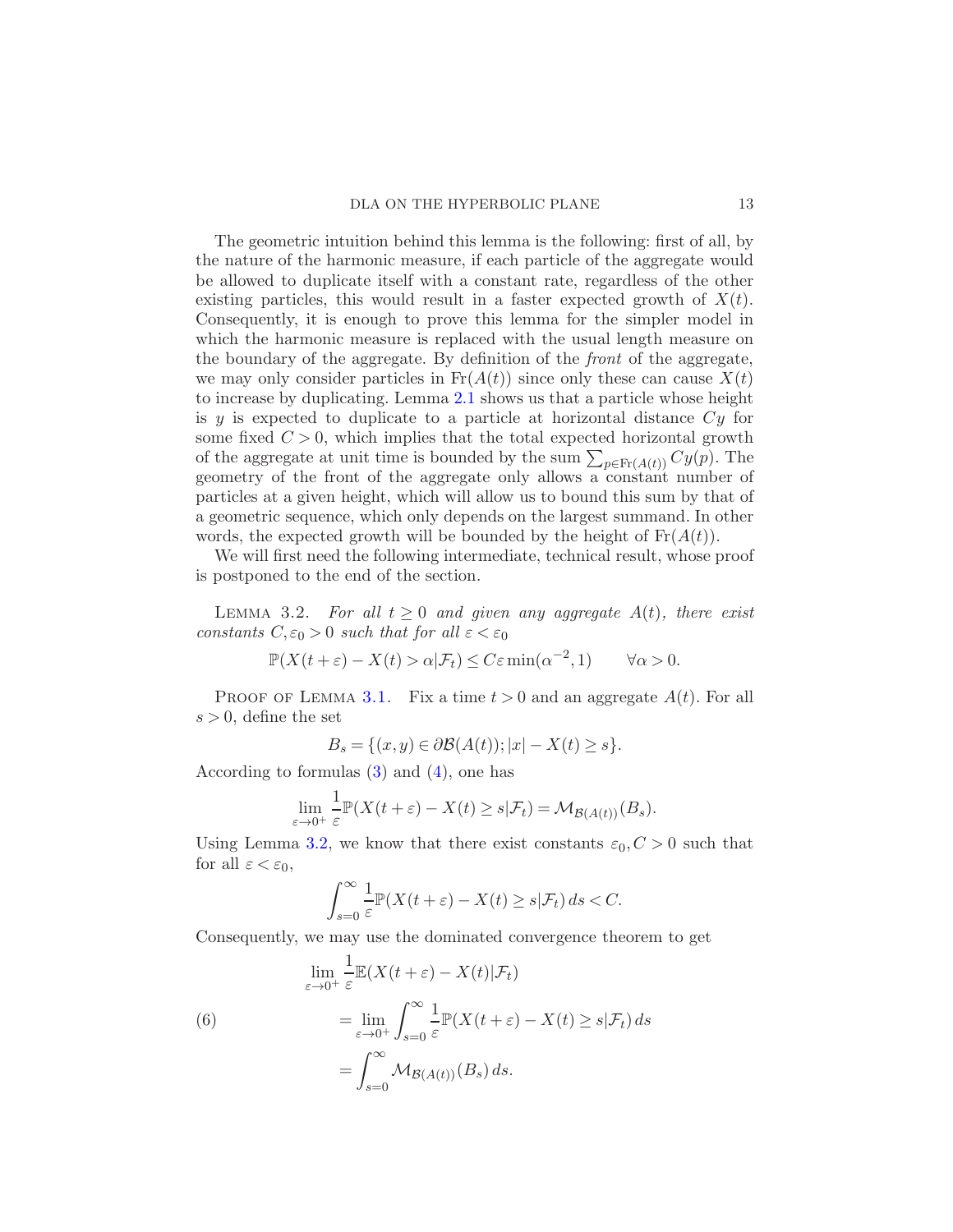The geometric intuition behind this lemma is the following: first of all, by the nature of the harmonic measure, if each particle of the aggregate would be allowed to duplicate itself with a constant rate, regardless of the other existing particles, this would result in a faster expected growth of $X(t)$. Consequently, it is enough to prove this lemma for the simpler model in which the harmonic measure is replaced with the usual length measure on the boundary of the aggregate. By definition of the *front* of the aggregate, we may only consider particles in $\mathrm{Fr}(A(t))$ since only these can cause $X(t)$ to increase by duplicating. Lemma 2.1 shows us that a particle whose height is $y$ is expected to duplicate to a particle at horizontal distance $Cy$ for some fixed $C > 0$, which implies that the total expected horizontal growth of the aggregate at unit time is bounded by the sum $\sum_{p\in \mathrm{Fr}(A(t))} Cy(p)$. The geometry of the front of the aggregate only allows a constant number of particles at a given height, which will allow us to bound this sum by that of a geometric sequence, which only depends on the largest summand. In other words, the expected growth will be bounded by the height of $\mathrm{Fr}(A(t))$.

We will first need the following intermediate, technical result, whose proof is postponed to the end of the section.

Lemma 3.2. *For all $t \geq 0$ and given any aggregate $A(t)$, there exist constants $C, \varepsilon_0 > 0$ such that for all $\varepsilon < \varepsilon_0$*

$$\mathbb{P}(X(t+\varepsilon) - X(t) > \alpha | \mathcal{F}_t) \leq C\varepsilon \min(\alpha^{-2}, 1) \qquad \forall \alpha > 0.$$

Proof of Lemma 3.1. Fix a time $t > 0$ and an aggregate $A(t)$. For all $s > 0$, define the set

$$B_s = \{(x, y) \in \partial\mathcal{B}(A(t)); |x| - X(t) \geq s\}.$$

According to formulas (3) and (4), one has

$$\lim_{\varepsilon\to 0^+} \frac{1}{\varepsilon}\mathbb{P}(X(t+\varepsilon) - X(t) \geq s|\mathcal{F}_t) = \mathcal{M}_{\mathcal{B}(A(t))}(B_s).$$

Using Lemma 3.2, we know that there exist constants $\varepsilon_0, C > 0$ such that for all $\varepsilon < \varepsilon_0$,

$$\int_{s=0}^{\infty} \frac{1}{\varepsilon}\mathbb{P}(X(t+\varepsilon) - X(t) \geq s|\mathcal{F}_t)\, ds < C.$$

Consequently, we may use the dominated convergence theorem to get

$$\begin{aligned}
&\lim_{\varepsilon\to 0^+} \frac{1}{\varepsilon}\mathbb{E}(X(t+\varepsilon) - X(t)|\mathcal{F}_t) \\
&\qquad = \lim_{\varepsilon\to 0^+} \int_{s=0}^{\infty} \frac{1}{\varepsilon}\mathbb{P}(X(t+\varepsilon) - X(t) \geq s|\mathcal{F}_t)\, ds \qquad (6) \\
&\qquad = \int_{s=0}^{\infty} \mathcal{M}_{\mathcal{B}(A(t))}(B_s)\, ds.
\end{aligned}$$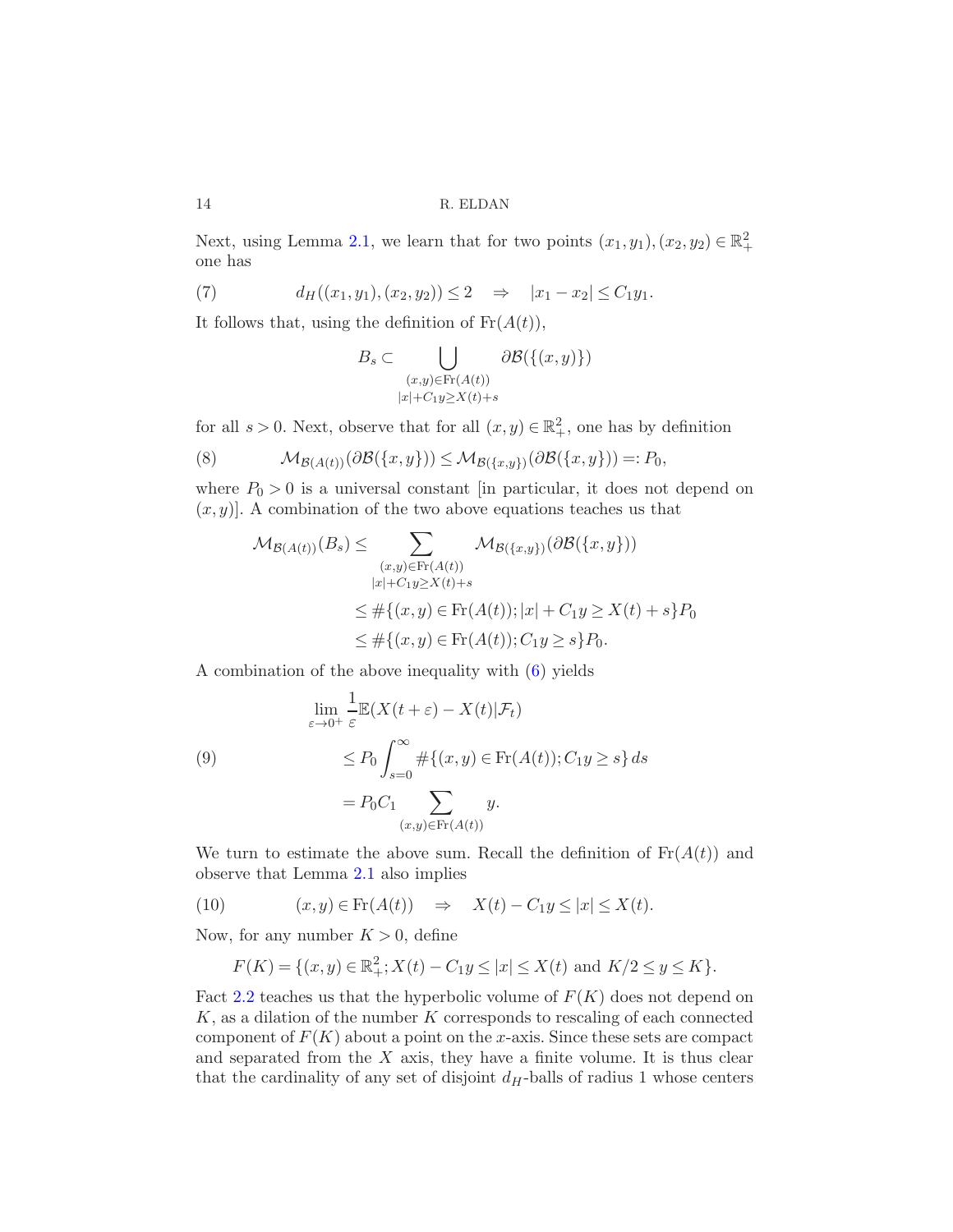Next, using Lemma 2.1, we learn that for two points $(x_1, y_1), (x_2, y_2) \in \mathbb{R}_+^2$ one has

$$d_H((x_1, y_1), (x_2, y_2)) \leq 2 \quad \Rightarrow \quad |x_1 - x_2| \leq C_1 y_1. \tag{7}$$

It follows that, using the definition of $\mathrm{Fr}(A(t))$,

$$B_s \subset \bigcup_{\substack{(x,y) \in \mathrm{Fr}(A(t)) \\ |x| + C_1 y \geq X(t) + s}} \partial \mathcal{B}(\{(x, y)\})$$

for all $s > 0$. Next, observe that for all $(x, y) \in \mathbb{R}_+^2$, one has by definition

$$\mathcal{M}_{\mathcal{B}(A(t))}(\partial \mathcal{B}(\{x, y\})) \leq \mathcal{M}_{\mathcal{B}(\{x,y\})}(\partial \mathcal{B}(\{x, y\})) =: P_0, \tag{8}$$

where $P_0 > 0$ is a universal constant [in particular, it does not depend on $(x, y)$]. A combination of the two above equations teaches us that

$$\begin{aligned}
\mathcal{M}_{\mathcal{B}(A(t))}(B_s) &\leq \sum_{\substack{(x,y) \in \mathrm{Fr}(A(t)) \\ |x| + C_1 y \geq X(t) + s}} \mathcal{M}_{\mathcal{B}(\{x,y\})}(\partial \mathcal{B}(\{x, y\})) \\
&\leq \#\{(x, y) \in \mathrm{Fr}(A(t)); |x| + C_1 y \geq X(t) + s\} P_0 \\
&\leq \#\{(x, y) \in \mathrm{Fr}(A(t)); C_1 y \geq s\} P_0.
\end{aligned}$$

A combination of the above inequality with (6) yields

$$\begin{aligned}
&\lim_{\varepsilon \to 0^+} \frac{1}{\varepsilon} \mathbb{E}(X(t + \varepsilon) - X(t) | \mathcal{F}_t) \\
&\qquad \leq P_0 \int_{s=0}^{\infty} \#\{(x, y) \in \mathrm{Fr}(A(t)); C_1 y \geq s\} \, ds \\
&\qquad = P_0 C_1 \sum_{(x,y) \in \mathrm{Fr}(A(t))} y.
\end{aligned} \tag{9}$$

We turn to estimate the above sum. Recall the definition of $\mathrm{Fr}(A(t))$ and observe that Lemma 2.1 also implies

$$(x, y) \in \mathrm{Fr}(A(t)) \quad \Rightarrow \quad X(t) - C_1 y \leq |x| \leq X(t). \tag{10}$$

Now, for any number $K > 0$, define

$$F(K) = \{(x, y) \in \mathbb{R}_+^2; X(t) - C_1 y \leq |x| \leq X(t) \text{ and } K/2 \leq y \leq K\}.$$

Fact 2.2 teaches us that the hyperbolic volume of $F(K)$ does not depend on $K$, as a dilation of the number $K$ corresponds to rescaling of each connected component of $F(K)$ about a point on the $x$-axis. Since these sets are compact and separated from the $X$ axis, they have a finite volume. It is thus clear that the cardinality of any set of disjoint $d_H$-balls of radius 1 whose centers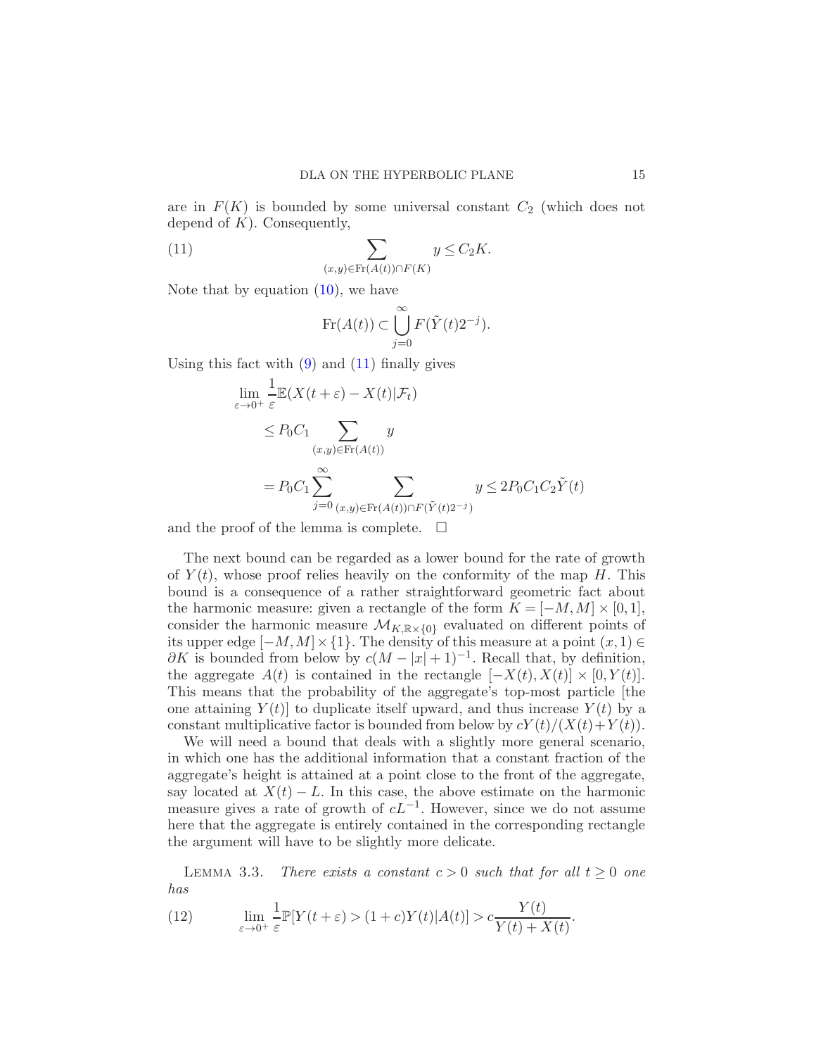are in $F(K)$ is bounded by some universal constant $C_2$ (which does not depend of $K$). Consequently,

$$\sum_{(x,y)\in \mathrm{Fr}(A(t))\cap F(K)} y \leq C_2 K. \tag{11}$$

Note that by equation (10), we have

$$\mathrm{Fr}(A(t)) \subset \bigcup_{j=0}^{\infty} F(\tilde{Y}(t)2^{-j}).$$

Using this fact with (9) and (11) finally gives

$$\begin{aligned}
&\lim_{\varepsilon\to 0^+} \frac{1}{\varepsilon}\mathbb{E}(X(t+\varepsilon) - X(t)|\mathcal{F}_t) \\
&\quad \leq P_0 C_1 \sum_{(x,y)\in \mathrm{Fr}(A(t))} y \\
&\quad = P_0 C_1 \sum_{j=0}^{\infty} \sum_{(x,y)\in \mathrm{Fr}(A(t))\cap F(\tilde{Y}(t)2^{-j})} y \leq 2P_0 C_1 C_2 \tilde{Y}(t)
\end{aligned}$$

and the proof of the lemma is complete. $\square$

The next bound can be regarded as a lower bound for the rate of growth of $Y(t)$, whose proof relies heavily on the conformity of the map $H$. This bound is a consequence of a rather straightforward geometric fact about the harmonic measure: given a rectangle of the form $K = [-M, M] \times [0, 1]$, consider the harmonic measure $\mathcal{M}_{K,\mathbb{R}\times\{0\}}$ evaluated on different points of its upper edge $[-M, M] \times \{1\}$. The density of this measure at a point $(x, 1) \in \partial K$ is bounded from below by $c(M - |x| + 1)^{-1}$. Recall that, by definition, the aggregate $A(t)$ is contained in the rectangle $[-X(t), X(t)] \times [0, Y(t)]$. This means that the probability of the aggregate's top-most particle [the one attaining $Y(t)$] to duplicate itself upward, and thus increase $Y(t)$ by a constant multiplicative factor is bounded from below by $cY(t)/(X(t)+Y(t))$.

We will need a bound that deals with a slightly more general scenario, in which one has the additional information that a constant fraction of the aggregate's height is attained at a point close to the front of the aggregate, say located at $X(t) - L$. In this case, the above estimate on the harmonic measure gives a rate of growth of $cL^{-1}$. However, since we do not assume here that the aggregate is entirely contained in the corresponding rectangle the argument will have to be slightly more delicate.

Lemma 3.3. *There exists a constant $c > 0$ such that for all $t \geq 0$ one has*

$$\lim_{\varepsilon\to 0^+} \frac{1}{\varepsilon}\mathbb{P}[Y(t+\varepsilon) > (1+c)Y(t)|A(t)] > c\frac{Y(t)}{Y(t)+X(t)}. \tag{12}$$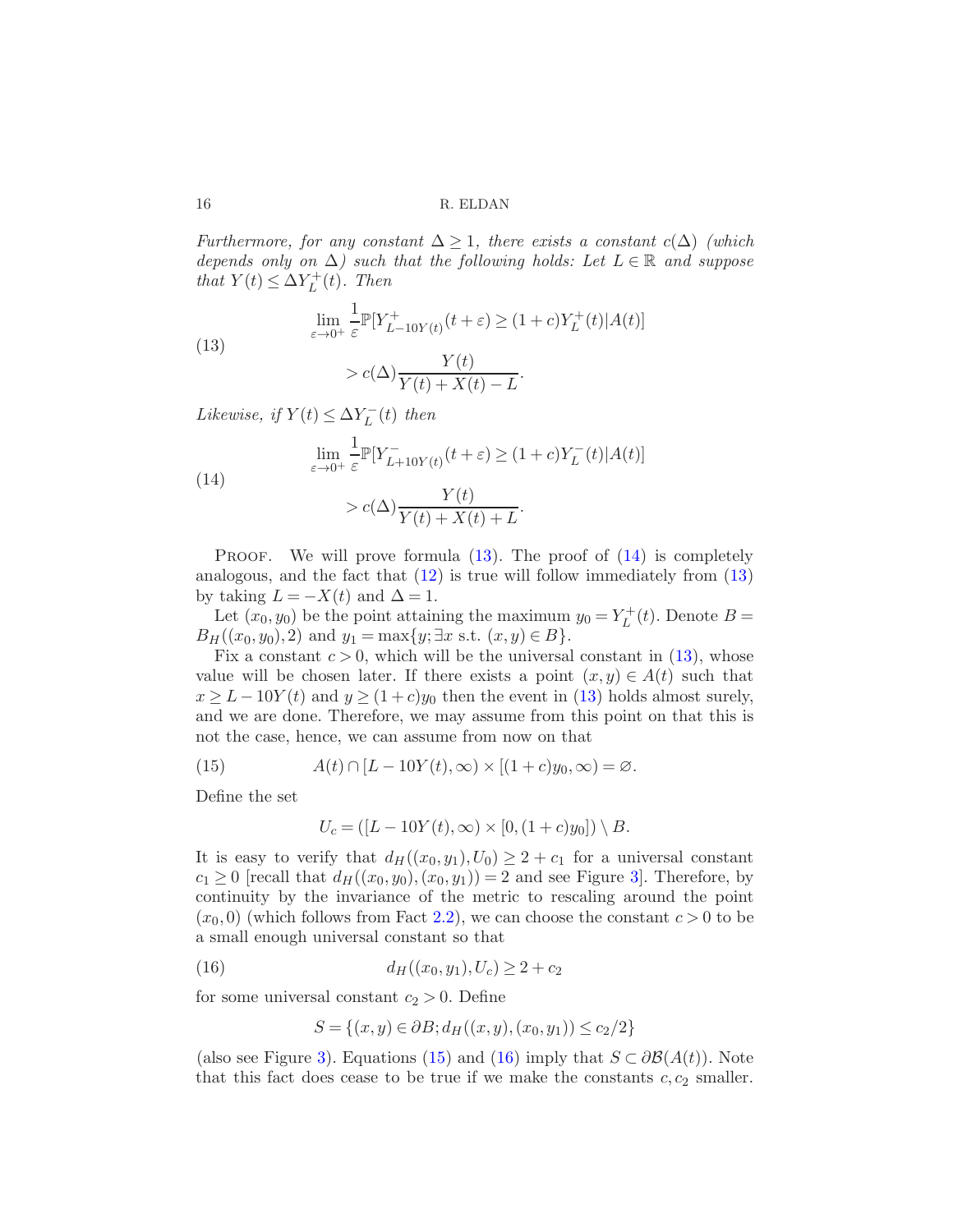*Furthermore, for any constant $\Delta \geq 1$, there exists a constant $c(\Delta)$ (which depends only on $\Delta$) such that the following holds: Let $L \in \mathbb{R}$ and suppose that $Y(t) \leq \Delta Y_L^+(t)$. Then*

$$
\begin{aligned}
&\lim_{\varepsilon \to 0^+} \frac{1}{\varepsilon} \mathbb{P}[Y^+_{L-10Y(t)}(t+\varepsilon) \geq (1+c) Y_L^+(t) | A(t)] \\
&\qquad > c(\Delta) \frac{Y(t)}{Y(t)+X(t)-L}.
\end{aligned} \tag{13}
$$

*Likewise, if $Y(t) \leq \Delta Y_L^-(t)$ then*

$$
\begin{aligned}
&\lim_{\varepsilon \to 0^+} \frac{1}{\varepsilon} \mathbb{P}[Y^-_{L+10Y(t)}(t+\varepsilon) \geq (1+c) Y_L^-(t) | A(t)] \\
&\qquad > c(\Delta) \frac{Y(t)}{Y(t)+X(t)+L}.
\end{aligned} \tag{14}
$$

Proof. We will prove formula (13). The proof of (14) is completely analogous, and the fact that (12) is true will follow immediately from (13) by taking $L = -X(t)$ and $\Delta = 1$.

Let $(x_0, y_0)$ be the point attaining the maximum $y_0 = Y_L^+(t)$. Denote $B = B_H((x_0, y_0), 2)$ and $y_1 = \max\{y; \exists x \text{ s.t. } (x, y) \in B\}$.

Fix a constant $c > 0$, which will be the universal constant in (13), whose value will be chosen later. If there exists a point $(x, y) \in A(t)$ such that $x \geq L - 10Y(t)$ and $y \geq (1+c)y_0$ then the event in (13) holds almost surely, and we are done. Therefore, we may assume from this point on that this is not the case, hence, we can assume from now on that

$$
A(t) \cap [L - 10Y(t), \infty) \times [(1+c)y_0, \infty) = \varnothing. \tag{15}
$$

Define the set

$$
U_c = ([L - 10Y(t), \infty) \times [0, (1+c)y_0]) \setminus B.
$$

It is easy to verify that $d_H((x_0, y_1), U_0) \geq 2 + c_1$ for a universal constant $c_1 \geq 0$ [recall that $d_H((x_0, y_0), (x_0, y_1)) = 2$ and see Figure 3]. Therefore, by continuity by the invariance of the metric to rescaling around the point $(x_0, 0)$ (which follows from Fact 2.2), we can choose the constant $c > 0$ to be a small enough universal constant so that

$$
d_H((x_0, y_1), U_c) \geq 2 + c_2 \tag{16}
$$

for some universal constant $c_2 > 0$. Define

$$
S = \{(x, y) \in \partial B; d_H((x, y), (x_0, y_1)) \leq c_2/2\}
$$

(also see Figure 3). Equations (15) and (16) imply that $S \subset \partial \mathcal{B}(A(t))$. Note that this fact does cease to be true if we make the constants $c, c_2$ smaller.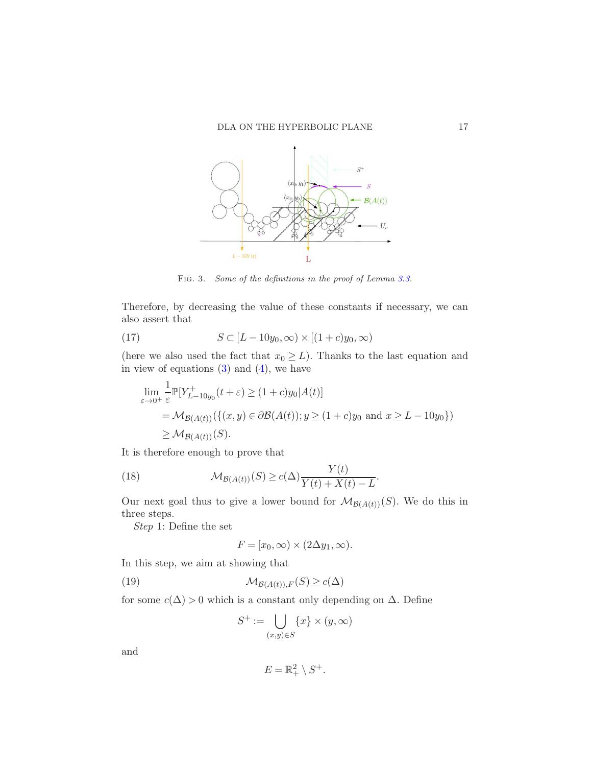FIG. 3. *Some of the definitions in the proof of Lemma 3.3.*

Therefore, by decreasing the value of these constants if necessary, we can also assert that

$$S \subset [L - 10y_0, \infty) \times [(1+c)y_0, \infty) \tag{17}$$

(here we also used the fact that $x_0 \geq L$). Thanks to the last equation and in view of equations (3) and (4), we have

$$\begin{aligned}
\lim_{\varepsilon \to 0^+} \frac{1}{\varepsilon} \mathbb{P}[Y^+_{L-10y_0}(t+\varepsilon) \geq (1+c)y_0 | A(t)] \\
&= \mathcal{M}_{\mathcal{B}(A(t))}(\{(x,y) \in \partial \mathcal{B}(A(t)); y \geq (1+c)y_0 \text{ and } x \geq L - 10y_0\}) \\
&\geq \mathcal{M}_{\mathcal{B}(A(t))}(S).
\end{aligned}$$

It is therefore enough to prove that

$$\mathcal{M}_{\mathcal{B}(A(t))}(S) \geq c(\Delta) \frac{Y(t)}{Y(t) + X(t) - L}. \tag{18}$$

Our next goal thus to give a lower bound for $\mathcal{M}_{\mathcal{B}(A(t))}(S)$. We do this in three steps.

*Step* 1: Define the set

$$F = [x_0, \infty) \times (2\Delta y_1, \infty).$$

In this step, we aim at showing that

$$\mathcal{M}_{\mathcal{B}(A(t)),F}(S) \geq c(\Delta) \tag{19}$$

for some $c(\Delta) > 0$ which is a constant only depending on $\Delta$. Define

$$S^+ := \bigcup_{(x,y) \in S} \{x\} \times (y, \infty)$$

and

$$E = \mathbb{R}^2_+ \setminus S^+.$$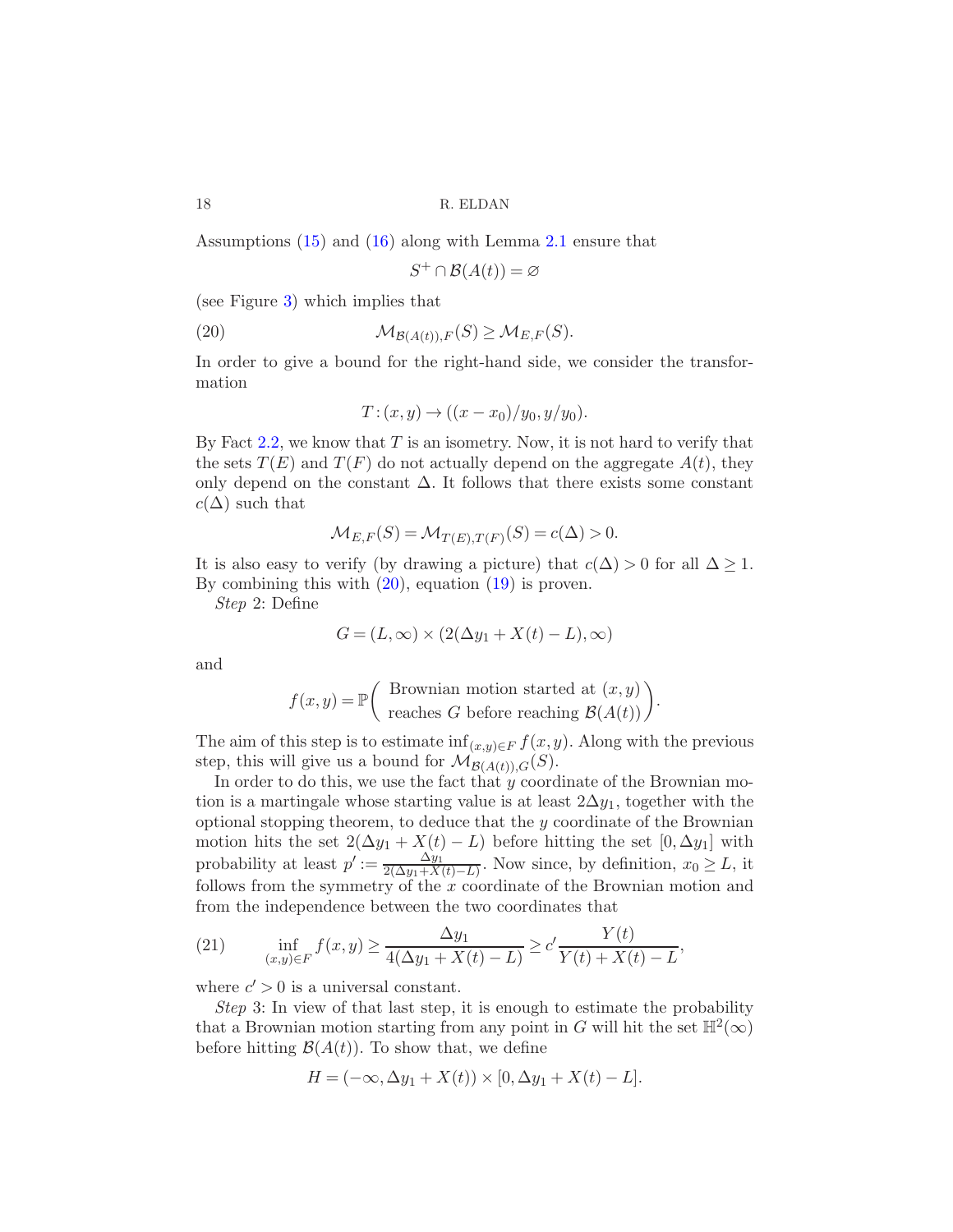Assumptions (15) and (16) along with Lemma 2.1 ensure that

$$S^+ \cap \mathcal{B}(A(t)) = \varnothing$$

(see Figure 3) which implies that

$$\mathcal{M}_{\mathcal{B}(A(t)),F}(S) \geq \mathcal{M}_{E,F}(S). \tag{20}$$

In order to give a bound for the right-hand side, we consider the transformation

$$T : (x, y) \to ((x - x_0)/y_0, y/y_0).$$

By Fact 2.2, we know that $T$ is an isometry. Now, it is not hard to verify that the sets $T(E)$ and $T(F)$ do not actually depend on the aggregate $A(t)$, they only depend on the constant $\Delta$. It follows that there exists some constant $c(\Delta)$ such that

$$\mathcal{M}_{E,F}(S) = \mathcal{M}_{T(E),T(F)}(S) = c(\Delta) > 0.$$

It is also easy to verify (by drawing a picture) that $c(\Delta) > 0$ for all $\Delta \geq 1$. By combining this with (20), equation (19) is proven.

*Step* 2: Define

$$G = (L, \infty) \times (2(\Delta y_1 + X(t) - L), \infty)$$

and

$$f(x, y) = \mathbb{P}\left( \begin{array}{c} \text{Brownian motion started at } (x, y) \\ \text{reaches } G \text{ before reaching } \mathcal{B}(A(t)) \end{array} \right).$$

The aim of this step is to estimate $\inf_{(x,y)\in F} f(x, y)$. Along with the previous step, this will give us a bound for $\mathcal{M}_{\mathcal{B}(A(t)),G}(S)$.

In order to do this, we use the fact that $y$ coordinate of the Brownian motion is a martingale whose starting value is at least $2\Delta y_1$, together with the optional stopping theorem, to deduce that the $y$ coordinate of the Brownian motion hits the set $2(\Delta y_1 + X(t) - L)$ before hitting the set $[0, \Delta y_1]$ with probability at least $p' := \frac{\Delta y_1}{2(\Delta y_1 + X(t) - L)}$. Now since, by definition, $x_0 \geq L$, it follows from the symmetry of the $x$ coordinate of the Brownian motion and from the independence between the two coordinates that

$$\inf_{(x,y)\in F} f(x, y) \geq \frac{\Delta y_1}{4(\Delta y_1 + X(t) - L)} \geq c' \frac{Y(t)}{Y(t) + X(t) - L}, \tag{21}$$

where $c' > 0$ is a universal constant.

*Step* 3: In view of that last step, it is enough to estimate the probability that a Brownian motion starting from any point in $G$ will hit the set $\mathbb{H}^2(\infty)$ before hitting $\mathcal{B}(A(t))$. To show that, we define

$$H = (-\infty, \Delta y_1 + X(t)) \times [0, \Delta y_1 + X(t) - L].$$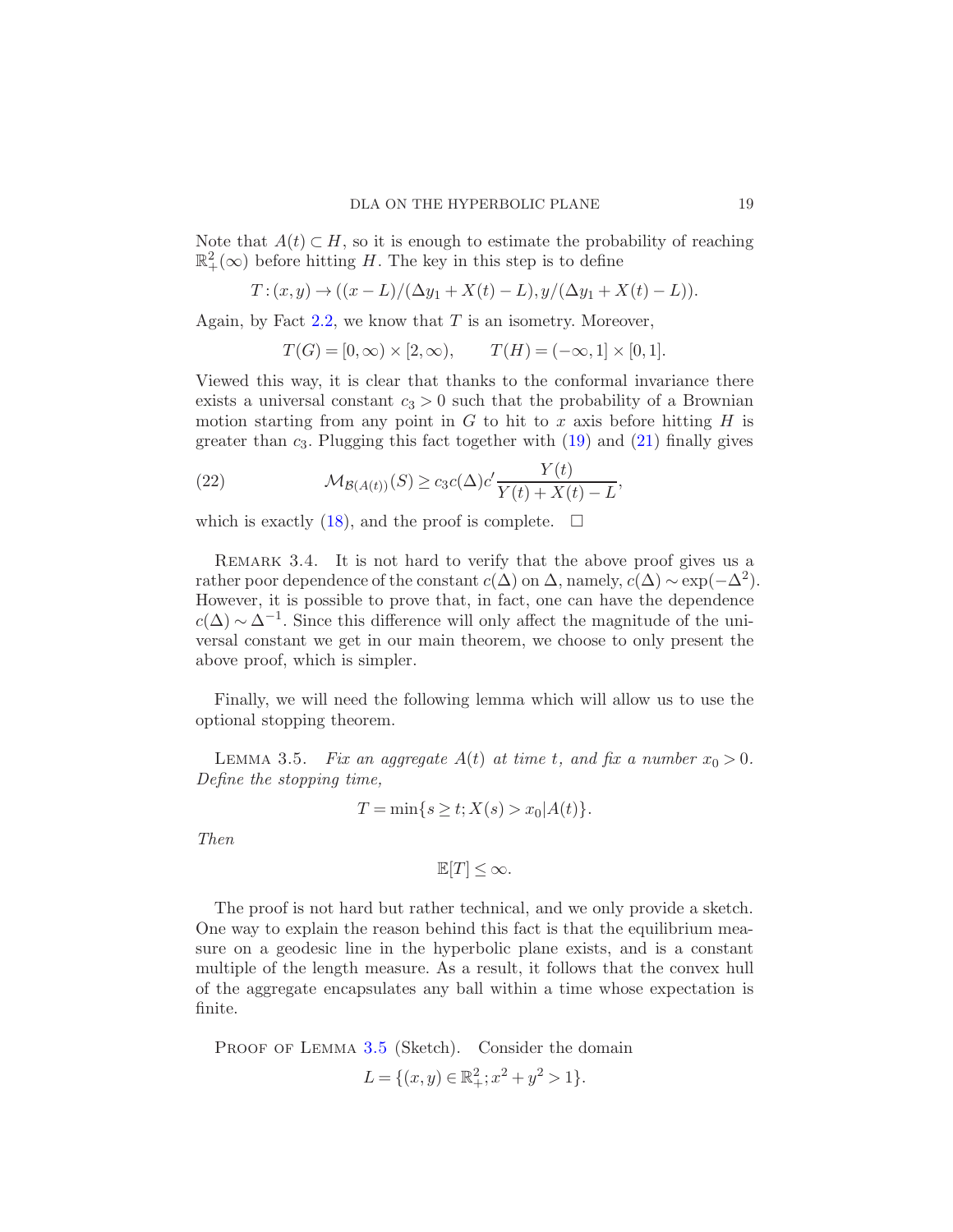Note that $A(t) \subset H$, so it is enough to estimate the probability of reaching $\mathbb{R}_+^2(\infty)$ before hitting $H$. The key in this step is to define

$$T : (x, y) \to ((x - L)/(\Delta y_1 + X(t) - L), y/(\Delta y_1 + X(t) - L)).$$

Again, by Fact 2.2, we know that $T$ is an isometry. Moreover,

$$T(G) = [0, \infty) \times [2, \infty), \qquad T(H) = (-\infty, 1] \times [0, 1].$$

Viewed this way, it is clear that thanks to the conformal invariance there exists a universal constant $c_3 > 0$ such that the probability of a Brownian motion starting from any point in $G$ to hit to $x$ axis before hitting $H$ is greater than $c_3$. Plugging this fact together with (19) and (21) finally gives

$$\mathcal{M}_{\mathcal{B}(A(t))}(S) \geq c_3 c(\Delta) c' \frac{Y(t)}{Y(t) + X(t) - L}, \tag{22}$$

which is exactly (18), and the proof is complete. $\square$

REMARK 3.4. It is not hard to verify that the above proof gives us a rather poor dependence of the constant $c(\Delta)$ on $\Delta$, namely, $c(\Delta) \sim \exp(-\Delta^2)$. However, it is possible to prove that, in fact, one can have the dependence $c(\Delta) \sim \Delta^{-1}$. Since this difference will only affect the magnitude of the universal constant we get in our main theorem, we choose to only present the above proof, which is simpler.

Finally, we will need the following lemma which will allow us to use the optional stopping theorem.

LEMMA 3.5. *Fix an aggregate $A(t)$ at time $t$, and fix a number $x_0 > 0$. Define the stopping time,*

$$T = \min\{s \geq t; X(s) > x_0 | A(t)\}.$$

*Then*

$$\mathbb{E}[T] \leq \infty.$$

The proof is not hard but rather technical, and we only provide a sketch. One way to explain the reason behind this fact is that the equilibrium measure on a geodesic line in the hyperbolic plane exists, and is a constant multiple of the length measure. As a result, it follows that the convex hull of the aggregate encapsulates any ball within a time whose expectation is finite.

PROOF OF LEMMA 3.5 (Sketch). Consider the domain

$$L = \{(x, y) \in \mathbb{R}_+^2; x^2 + y^2 > 1\}.$$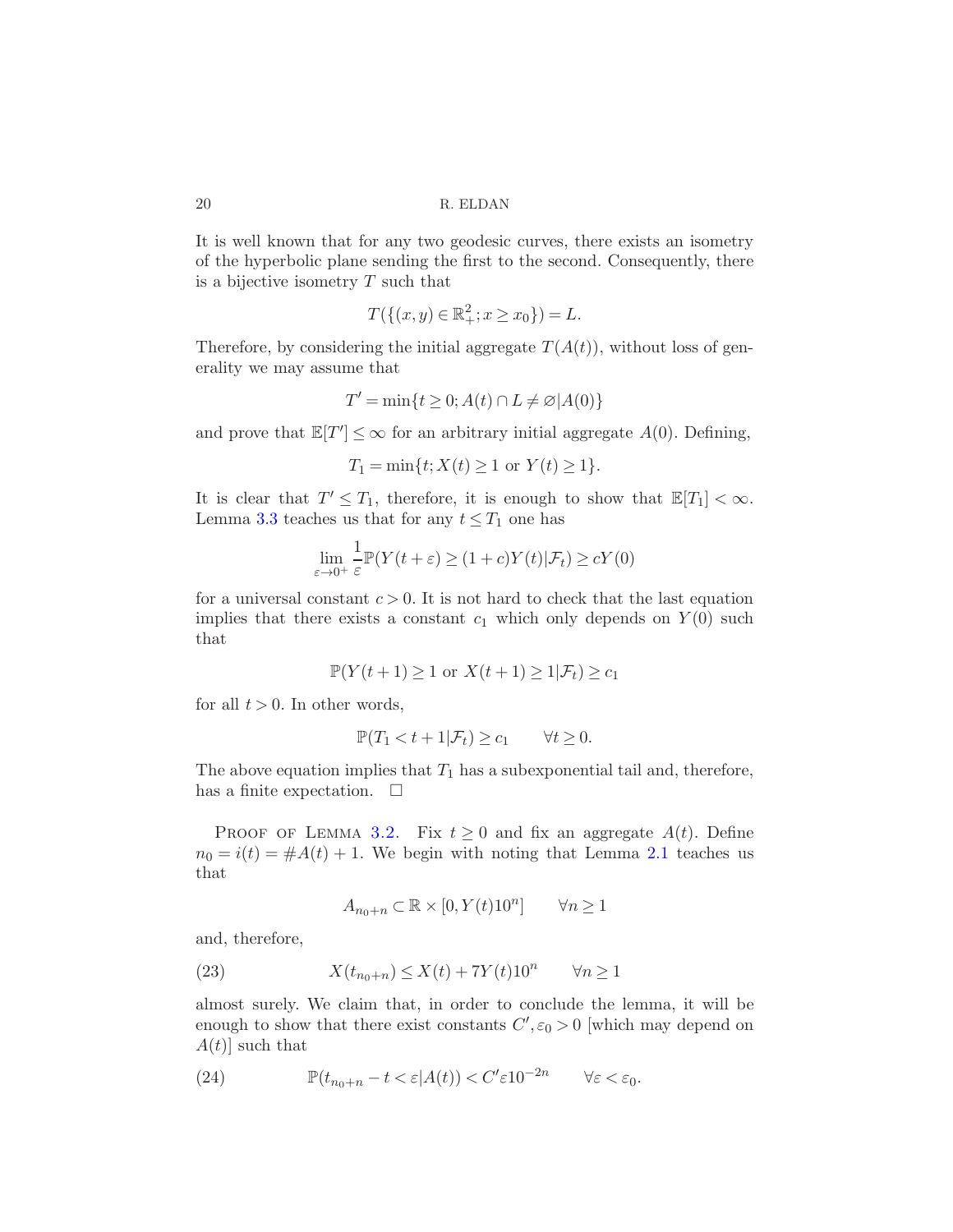It is well known that for any two geodesic curves, there exists an isometry of the hyperbolic plane sending the first to the second. Consequently, there is a bijective isometry $T$ such that

$$T(\{(x,y) \in \mathbb{R}_+^2; x \geq x_0\}) = L.$$

Therefore, by considering the initial aggregate $T(A(t))$, without loss of generality we may assume that

$$T' = \min\{t \geq 0; A(t) \cap L \neq \varnothing | A(0)\}$$

and prove that $\mathbb{E}[T'] \leq \infty$ for an arbitrary initial aggregate $A(0)$. Defining,

$$T_1 = \min\{t; X(t) \geq 1 \text{ or } Y(t) \geq 1\}.$$

It is clear that $T' \leq T_1$, therefore, it is enough to show that $\mathbb{E}[T_1] < \infty$. Lemma 3.3 teaches us that for any $t \leq T_1$ one has

$$\lim_{\varepsilon \to 0^+} \frac{1}{\varepsilon} \mathbb{P}(Y(t+\varepsilon) \geq (1+c)Y(t) | \mathcal{F}_t) \geq cY(0)$$

for a universal constant $c > 0$. It is not hard to check that the last equation implies that there exists a constant $c_1$ which only depends on $Y(0)$ such that

$$\mathbb{P}(Y(t+1) \geq 1 \text{ or } X(t+1) \geq 1 | \mathcal{F}_t) \geq c_1$$

for all $t > 0$. In other words,

$$\mathbb{P}(T_1 < t+1 | \mathcal{F}_t) \geq c_1 \qquad \forall t \geq 0.$$

The above equation implies that $T_1$ has a subexponential tail and, therefore, has a finite expectation. $\square$

Proof of Lemma 3.2. Fix $t \geq 0$ and fix an aggregate $A(t)$. Define $n_0 = i(t) = \#A(t) + 1$. We begin with noting that Lemma 2.1 teaches us that

$$A_{n_0+n} \subset \mathbb{R} \times [0, Y(t)10^n] \qquad \forall n \geq 1$$

and, therefore,

$$X(t_{n_0+n}) \leq X(t) + 7Y(t)10^n \qquad \forall n \geq 1 \tag{23}$$

almost surely. We claim that, in order to conclude the lemma, it will be enough to show that there exist constants $C', \varepsilon_0 > 0$ [which may depend on $A(t)$] such that

$$\mathbb{P}(t_{n_0+n} - t < \varepsilon | A(t)) < C' \varepsilon 10^{-2n} \qquad \forall \varepsilon < \varepsilon_0. \tag{24}$$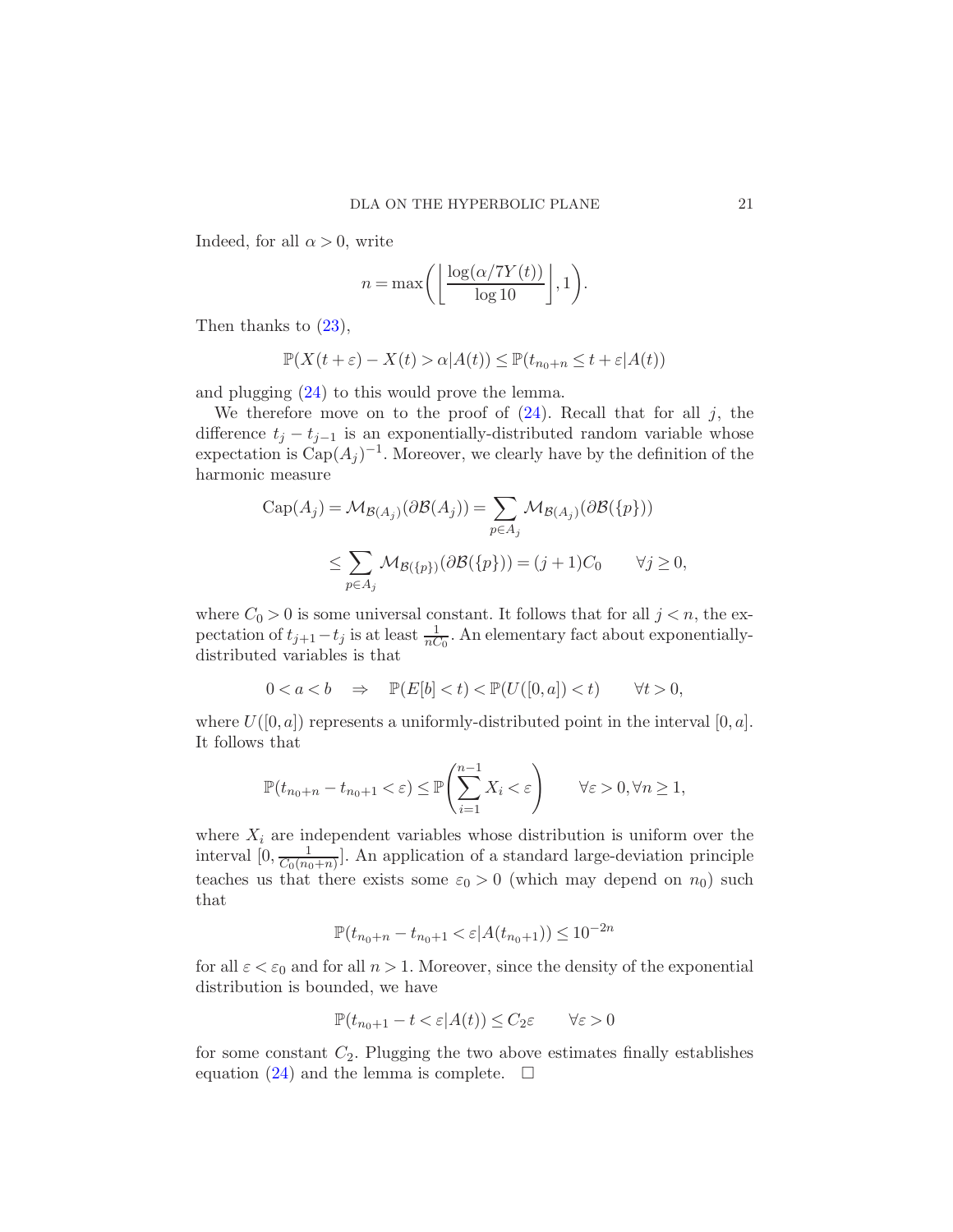Indeed, for all $\alpha > 0$, write

$$n = \max\left(\left\lfloor \frac{\log(\alpha/7Y(t))}{\log 10} \right\rfloor, 1\right).$$

Then thanks to (23),

$$\mathbb{P}(X(t+\varepsilon) - X(t) > \alpha | A(t)) \leq \mathbb{P}(t_{n_0+n} \leq t + \varepsilon | A(t))$$

and plugging (24) to this would prove the lemma.

We therefore move on to the proof of (24). Recall that for all $j$, the difference $t_j - t_{j-1}$ is an exponentially-distributed random variable whose expectation is $\mathrm{Cap}(A_j)^{-1}$. Moreover, we clearly have by the definition of the harmonic measure

$$\begin{aligned}\mathrm{Cap}(A_j) = \mathcal{M}_{\mathcal{B}(A_j)}(\partial \mathcal{B}(A_j)) = \sum_{p \in A_j} \mathcal{M}_{\mathcal{B}(A_j)}(\partial \mathcal{B}(\{p\})) \\ \leq \sum_{p \in A_j} \mathcal{M}_{\mathcal{B}(\{p\})}(\partial \mathcal{B}(\{p\})) = (j+1)C_0 \qquad \forall j \geq 0,\end{aligned}$$

where $C_0 > 0$ is some universal constant. It follows that for all $j < n$, the expectation of $t_{j+1} - t_j$ is at least $\frac{1}{nC_0}$. An elementary fact about exponentially-distributed variables is that

$$0 < a < b \quad \Rightarrow \quad \mathbb{P}(E[b] < t) < \mathbb{P}(U([0,a]) < t) \qquad \forall t > 0,$$

where $U([0,a])$ represents a uniformly-distributed point in the interval $[0,a]$. It follows that

$$\mathbb{P}(t_{n_0+n} - t_{n_0+1} < \varepsilon) \leq \mathbb{P}\left(\sum_{i=1}^{n-1} X_i < \varepsilon\right) \qquad \forall \varepsilon > 0, \forall n \geq 1,$$

where $X_i$ are independent variables whose distribution is uniform over the interval $[0, \frac{1}{C_0(n_0+n)}]$. An application of a standard large-deviation principle teaches us that there exists some $\varepsilon_0 > 0$ (which may depend on $n_0$) such that

$$\mathbb{P}(t_{n_0+n} - t_{n_0+1} < \varepsilon | A(t_{n_0+1})) \leq 10^{-2n}$$

for all $\varepsilon < \varepsilon_0$ and for all $n > 1$. Moreover, since the density of the exponential distribution is bounded, we have

$$\mathbb{P}(t_{n_0+1} - t < \varepsilon | A(t)) \leq C_2 \varepsilon \qquad \forall \varepsilon > 0$$

for some constant $C_2$. Plugging the two above estimates finally establishes equation (24) and the lemma is complete. $\square$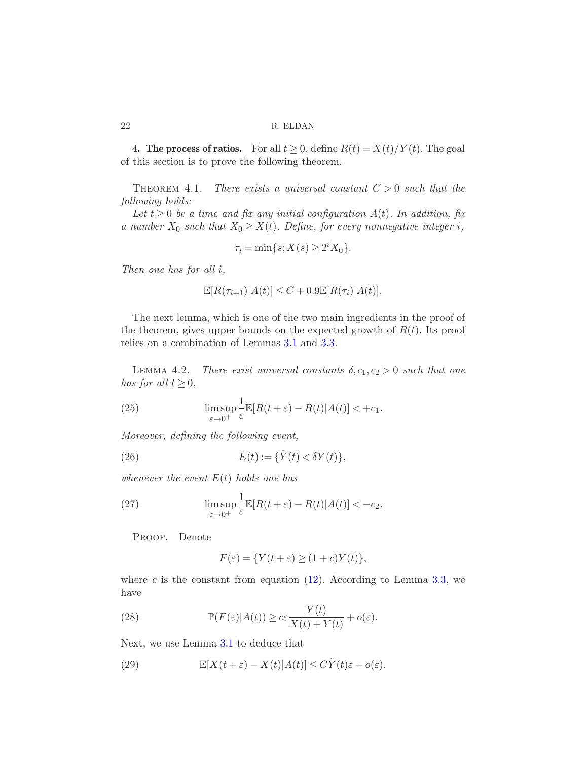**4. The process of ratios.** For all $t \geq 0$, define $R(t) = X(t)/Y(t)$. The goal of this section is to prove the following theorem.

THEOREM 4.1. *There exists a universal constant $C > 0$ such that the following holds:*

*Let $t \geq 0$ be a time and fix any initial configuration $A(t)$. In addition, fix a number $X_0$ such that $X_0 \geq X(t)$. Define, for every nonnegative integer $i$,*

$$\tau_i = \min\{s; X(s) \geq 2^i X_0\}.$$

*Then one has for all $i$,*

$$\mathbb{E}[R(\tau_{i+1})|A(t)] \leq C + 0.9\mathbb{E}[R(\tau_i)|A(t)].$$

The next lemma, which is one of the two main ingredients in the proof of the theorem, gives upper bounds on the expected growth of $R(t)$. Its proof relies on a combination of Lemmas 3.1 and 3.3.

LEMMA 4.2. *There exist universal constants $\delta, c_1, c_2 > 0$ such that one has for all $t \geq 0$,*

$$\limsup_{\varepsilon \to 0^+} \frac{1}{\varepsilon}\mathbb{E}[R(t+\varepsilon) - R(t)|A(t)] < +c_1. \tag{25}$$

*Moreover, defining the following event,*

$$E(t) := \{\tilde{Y}(t) < \delta Y(t)\}, \tag{26}$$

*whenever the event $E(t)$ holds one has*

$$\limsup_{\varepsilon \to 0^+} \frac{1}{\varepsilon}\mathbb{E}[R(t+\varepsilon) - R(t)|A(t)] < -c_2. \tag{27}$$

PROOF. Denote

$$F(\varepsilon) = \{Y(t+\varepsilon) \geq (1+c)Y(t)\},$$

where $c$ is the constant from equation (12). According to Lemma 3.3, we have

$$\mathbb{P}(F(\varepsilon)|A(t)) \geq c\varepsilon \frac{Y(t)}{X(t) + Y(t)} + o(\varepsilon). \tag{28}$$

Next, we use Lemma 3.1 to deduce that

$$\mathbb{E}[X(t+\varepsilon) - X(t)|A(t)] \leq C\tilde{Y}(t)\varepsilon + o(\varepsilon). \tag{29}$$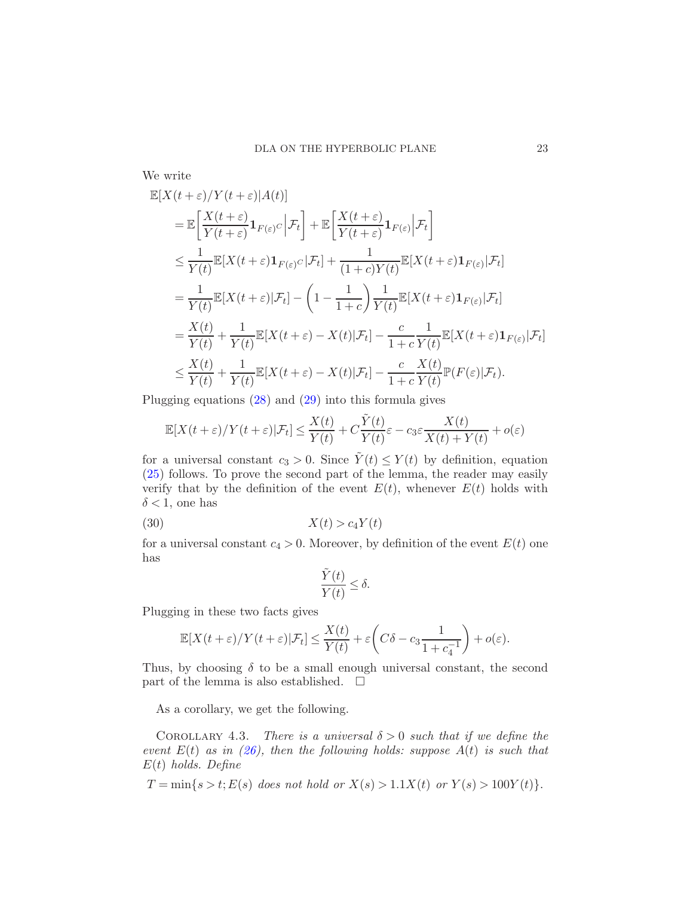We write

$$
\begin{aligned}
&\mathbb{E}[X(t+\varepsilon)/Y(t+\varepsilon)|A(t)] \\
&\quad = \mathbb{E}\bigg[\frac{X(t+\varepsilon)}{Y(t+\varepsilon)}\mathbf{1}_{F(\varepsilon)^C}\Big|\mathcal{F}_t\bigg] + \mathbb{E}\bigg[\frac{X(t+\varepsilon)}{Y(t+\varepsilon)}\mathbf{1}_{F(\varepsilon)}\Big|\mathcal{F}_t\bigg] \\
&\quad \le \frac{1}{Y(t)}\mathbb{E}[X(t+\varepsilon)\mathbf{1}_{F(\varepsilon)^C}|\mathcal{F}_t] + \frac{1}{(1+c)Y(t)}\mathbb{E}[X(t+\varepsilon)\mathbf{1}_{F(\varepsilon)}|\mathcal{F}_t] \\
&\quad = \frac{1}{Y(t)}\mathbb{E}[X(t+\varepsilon)|\mathcal{F}_t] - \bigg(1-\frac{1}{1+c}\bigg)\frac{1}{Y(t)}\mathbb{E}[X(t+\varepsilon)\mathbf{1}_{F(\varepsilon)}|\mathcal{F}_t] \\
&\quad = \frac{X(t)}{Y(t)} + \frac{1}{Y(t)}\mathbb{E}[X(t+\varepsilon)-X(t)|\mathcal{F}_t] - \frac{c}{1+c}\frac{1}{Y(t)}\mathbb{E}[X(t+\varepsilon)\mathbf{1}_{F(\varepsilon)}|\mathcal{F}_t] \\
&\quad \le \frac{X(t)}{Y(t)} + \frac{1}{Y(t)}\mathbb{E}[X(t+\varepsilon)-X(t)|\mathcal{F}_t] - \frac{c}{1+c}\frac{X(t)}{Y(t)}\mathbb{P}(F(\varepsilon)|\mathcal{F}_t).
\end{aligned}
$$

Plugging equations (28) and (29) into this formula gives

$$
\mathbb{E}[X(t+\varepsilon)/Y(t+\varepsilon)|\mathcal{F}_t] \le \frac{X(t)}{Y(t)} + C\frac{\tilde{Y}(t)}{Y(t)}\varepsilon - c_3\varepsilon\frac{X(t)}{X(t)+Y(t)} + o(\varepsilon)
$$

for a universal constant $c_3 > 0$. Since $\tilde{Y}(t) \le Y(t)$ by definition, equation (25) follows. To prove the second part of the lemma, the reader may easily verify that by the definition of the event $E(t)$, whenever $E(t)$ holds with $\delta < 1$, one has

$$
X(t) > c_4 Y(t) \tag{30}
$$

for a universal constant $c_4 > 0$. Moreover, by definition of the event $E(t)$ one has

$$
\frac{\tilde{Y}(t)}{Y(t)} \le \delta.
$$

Plugging in these two facts gives

$$
\mathbb{E}[X(t+\varepsilon)/Y(t+\varepsilon)|\mathcal{F}_t] \le \frac{X(t)}{Y(t)} + \varepsilon\bigg(C\delta - c_3\frac{1}{1+c_4^{-1}}\bigg) + o(\varepsilon).
$$

Thus, by choosing $\delta$ to be a small enough universal constant, the second part of the lemma is also established. $\square$

As a corollary, we get the following.

COROLLARY 4.3. *There is a universal $\delta > 0$ such that if we define the event $E(t)$ as in (26), then the following holds: suppose $A(t)$ is such that $E(t)$ holds. Define*

$$
T = \min\{s > t; E(s) \text{ does not hold or } X(s) > 1.1X(t) \text{ or } Y(s) > 100Y(t)\}.
$$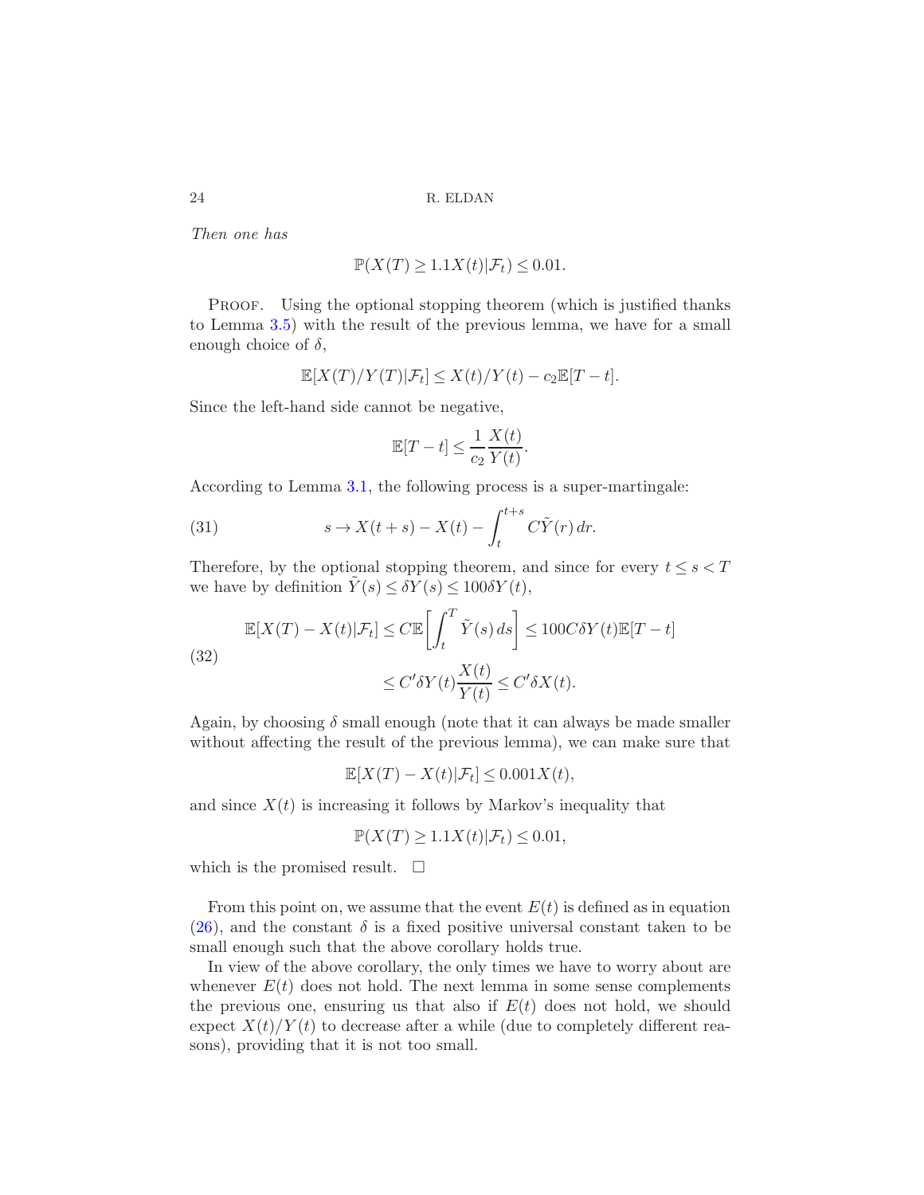*Then one has*

$$\mathbb{P}(X(T) \geq 1.1 X(t) | \mathcal{F}_t) \leq 0.01.$$

Proof. Using the optional stopping theorem (which is justified thanks to Lemma 3.5) with the result of the previous lemma, we have for a small enough choice of $\delta$,

$$\mathbb{E}[X(T)/Y(T) | \mathcal{F}_t] \leq X(t)/Y(t) - c_2 \mathbb{E}[T - t].$$

Since the left-hand side cannot be negative,

$$\mathbb{E}[T - t] \leq \frac{1}{c_2} \frac{X(t)}{Y(t)}.$$

According to Lemma 3.1, the following process is a super-martingale:

$$s \to X(t+s) - X(t) - \int_t^{t+s} C\tilde{Y}(r)\, dr. \tag{31}$$

Therefore, by the optional stopping theorem, and since for every $t \leq s < T$ we have by definition $\tilde{Y}(s) \leq \delta Y(s) \leq 100 \delta Y(t)$,

$$\begin{aligned}
\mathbb{E}[X(T) - X(t) | \mathcal{F}_t] &\leq C \mathbb{E}\left[\int_t^T \tilde{Y}(s)\, ds\right] \leq 100 C \delta Y(t) \mathbb{E}[T - t] \\
&\leq C' \delta Y(t) \frac{X(t)}{Y(t)} \leq C' \delta X(t).
\end{aligned} \tag{32}$$

Again, by choosing $\delta$ small enough (note that it can always be made smaller without affecting the result of the previous lemma), we can make sure that

$$\mathbb{E}[X(T) - X(t) | \mathcal{F}_t] \leq 0.001 X(t),$$

and since $X(t)$ is increasing it follows by Markov's inequality that

$$\mathbb{P}(X(T) \geq 1.1 X(t) | \mathcal{F}_t) \leq 0.01,$$

which is the promised result. $\square$

From this point on, we assume that the event $E(t)$ is defined as in equation (26), and the constant $\delta$ is a fixed positive universal constant taken to be small enough such that the above corollary holds true.

In view of the above corollary, the only times we have to worry about are whenever $E(t)$ does not hold. The next lemma in some sense complements the previous one, ensuring us that also if $E(t)$ does not hold, we should expect $X(t)/Y(t)$ to decrease after a while (due to completely different reasons), providing that it is not too small.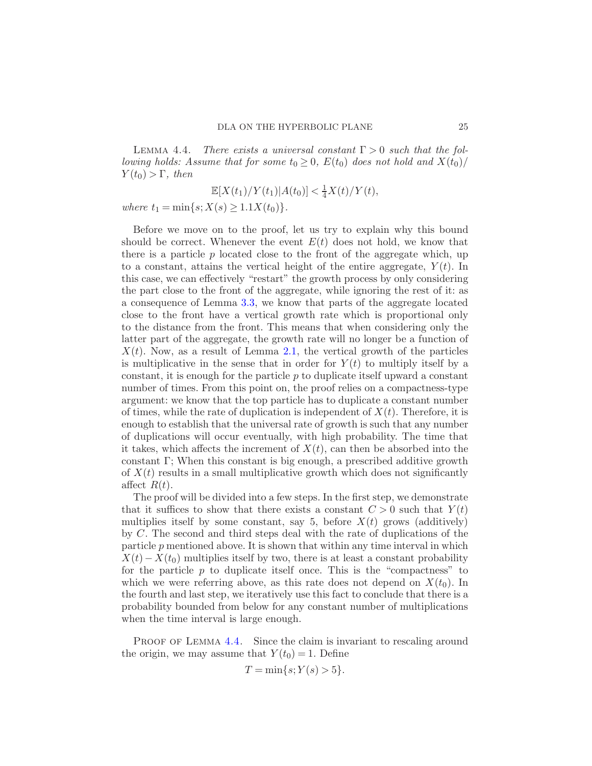Lemma 4.4. *There exists a universal constant $\Gamma > 0$ such that the following holds: Assume that for some $t_0 \geq 0$, $E(t_0)$ does not hold and $X(t_0)/Y(t_0) > \Gamma$, then*

$$\mathbb{E}[X(t_1)/Y(t_1)|A(t_0)] < \tfrac{1}{4} X(t)/Y(t),$$

*where $t_1 = \min\{s; X(s) \geq 1.1X(t_0)\}$.*

Before we move on to the proof, let us try to explain why this bound should be correct. Whenever the event $E(t)$ does not hold, we know that there is a particle $p$ located close to the front of the aggregate which, up to a constant, attains the vertical height of the entire aggregate, $Y(t)$. In this case, we can effectively "restart" the growth process by only considering the part close to the front of the aggregate, while ignoring the rest of it: as a consequence of Lemma 3.3, we know that parts of the aggregate located close to the front have a vertical growth rate which is proportional only to the distance from the front. This means that when considering only the latter part of the aggregate, the growth rate will no longer be a function of $X(t)$. Now, as a result of Lemma 2.1, the vertical growth of the particles is multiplicative in the sense that in order for $Y(t)$ to multiply itself by a constant, it is enough for the particle $p$ to duplicate itself upward a constant number of times. From this point on, the proof relies on a compactness-type argument: we know that the top particle has to duplicate a constant number of times, while the rate of duplication is independent of $X(t)$. Therefore, it is enough to establish that the universal rate of growth is such that any number of duplications will occur eventually, with high probability. The time that it takes, which affects the increment of $X(t)$, can then be absorbed into the constant $\Gamma$; When this constant is big enough, a prescribed additive growth of $X(t)$ results in a small multiplicative growth which does not significantly affect $R(t)$.

The proof will be divided into a few steps. In the first step, we demonstrate that it suffices to show that there exists a constant $C > 0$ such that $Y(t)$ multiplies itself by some constant, say 5, before $X(t)$ grows (additively) by $C$. The second and third steps deal with the rate of duplications of the particle $p$ mentioned above. It is shown that within any time interval in which $X(t) - X(t_0)$ multiplies itself by two, there is at least a constant probability for the particle $p$ to duplicate itself once. This is the "compactness" to which we were referring above, as this rate does not depend on $X(t_0)$. In the fourth and last step, we iteratively use this fact to conclude that there is a probability bounded from below for any constant number of multiplications when the time interval is large enough.

Proof of Lemma 4.4. Since the claim is invariant to rescaling around the origin, we may assume that $Y(t_0) = 1$. Define

$$T = \min\{s; Y(s) > 5\}.$$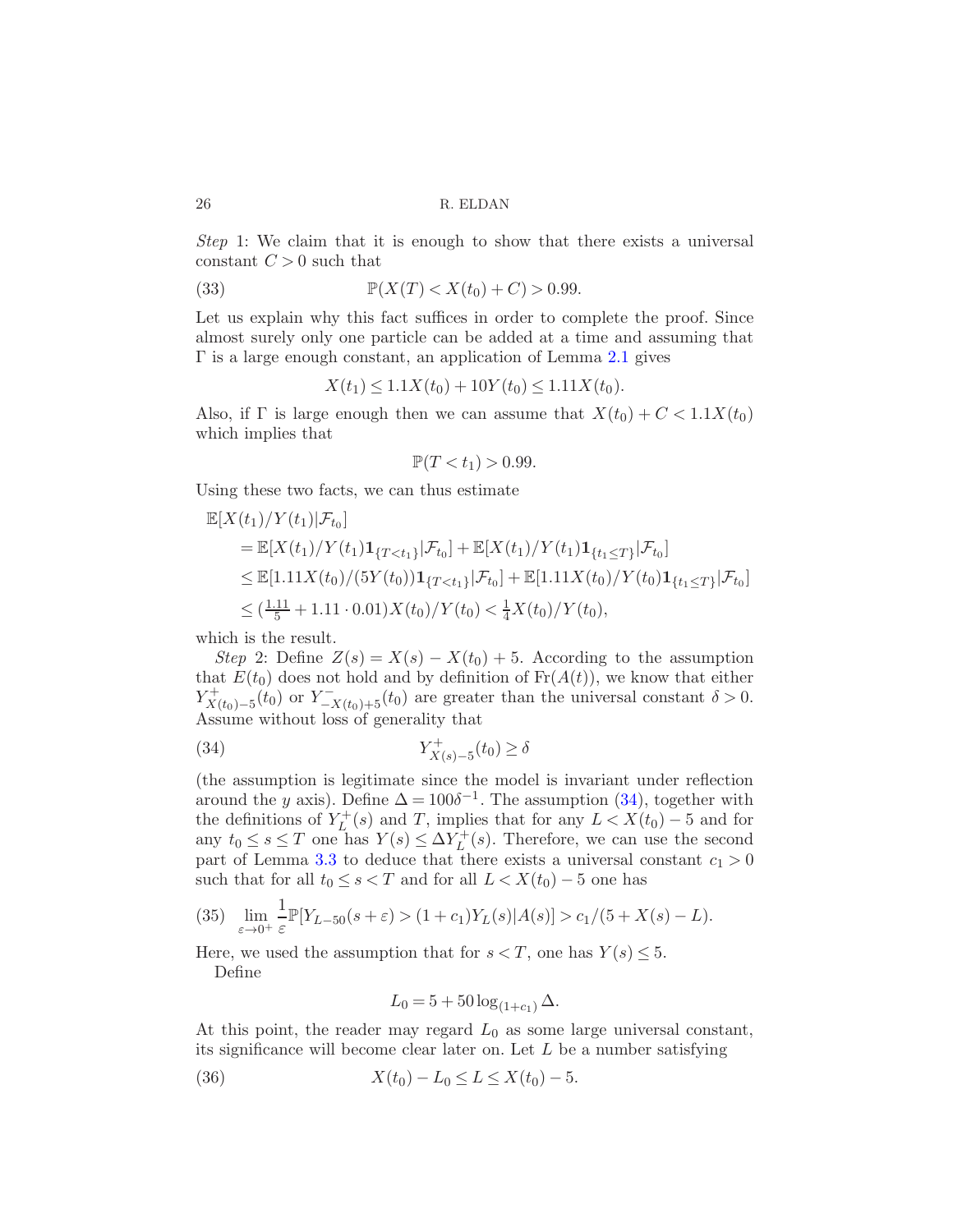*Step* 1: We claim that it is enough to show that there exists a universal constant $C > 0$ such that

$$\mathbb{P}(X(T) < X(t_0) + C) > 0.99. \tag{33}$$

Let us explain why this fact suffices in order to complete the proof. Since almost surely only one particle can be added at a time and assuming that $\Gamma$ is a large enough constant, an application of Lemma 2.1 gives

$$X(t_1) \le 1.1 X(t_0) + 10 Y(t_0) \le 1.11 X(t_0).$$

Also, if $\Gamma$ is large enough then we can assume that $X(t_0) + C < 1.1 X(t_0)$ which implies that

$$\mathbb{P}(T < t_1) > 0.99.$$

Using these two facts, we can thus estimate

$$\begin{aligned}
&\mathbb{E}[X(t_1)/Y(t_1)|\mathcal{F}_{t_0}] \\
&\quad = \mathbb{E}[X(t_1)/Y(t_1)\mathbf{1}_{\{T<t_1\}}|\mathcal{F}_{t_0}] + \mathbb{E}[X(t_1)/Y(t_1)\mathbf{1}_{\{t_1 \le T\}}|\mathcal{F}_{t_0}] \\
&\quad \le \mathbb{E}[1.11 X(t_0)/(5Y(t_0))\mathbf{1}_{\{T<t_1\}}|\mathcal{F}_{t_0}] + \mathbb{E}[1.11 X(t_0)/Y(t_0)\mathbf{1}_{\{t_1 \le T\}}|\mathcal{F}_{t_0}] \\
&\quad \le (\tfrac{1.11}{5} + 1.11 \cdot 0.01) X(t_0)/Y(t_0) < \tfrac{1}{4} X(t_0)/Y(t_0),
\end{aligned}$$

which is the result.

*Step* 2: Define $Z(s) = X(s) - X(t_0) + 5$. According to the assumption that $E(t_0)$ does not hold and by definition of $\mathrm{Fr}(A(t))$, we know that either $Y^{+}_{X(t_0)-5}(t_0)$ or $Y^{-}_{-X(t_0)+5}(t_0)$ are greater than the universal constant $\delta > 0$. Assume without loss of generality that

$$Y^{+}_{X(s)-5}(t_0) \ge \delta \tag{34}$$

(the assumption is legitimate since the model is invariant under reflection around the $y$ axis). Define $\Delta = 100\delta^{-1}$. The assumption (34), together with the definitions of $Y^{+}_{L}(s)$ and $T$, implies that for any $L < X(t_0) - 5$ and for any $t_0 \le s \le T$ one has $Y(s) \le \Delta Y^{+}_{L}(s)$. Therefore, we can use the second part of Lemma 3.3 to deduce that there exists a universal constant $c_1 > 0$ such that for all $t_0 \le s < T$ and for all $L < X(t_0) - 5$ one has

$$\lim_{\varepsilon \to 0^+} \frac{1}{\varepsilon} \mathbb{P}[Y_{L-50}(s+\varepsilon) > (1+c_1) Y_L(s) | A(s)] > c_1/(5 + X(s) - L). \tag{35}$$

Here, we used the assumption that for $s < T$, one has $Y(s) \le 5$.

Define

$$L_0 = 5 + 50 \log_{(1+c_1)} \Delta.$$

At this point, the reader may regard $L_0$ as some large universal constant, its significance will become clear later on. Let $L$ be a number satisfying

$$X(t_0) - L_0 \le L \le X(t_0) - 5. \tag{36}$$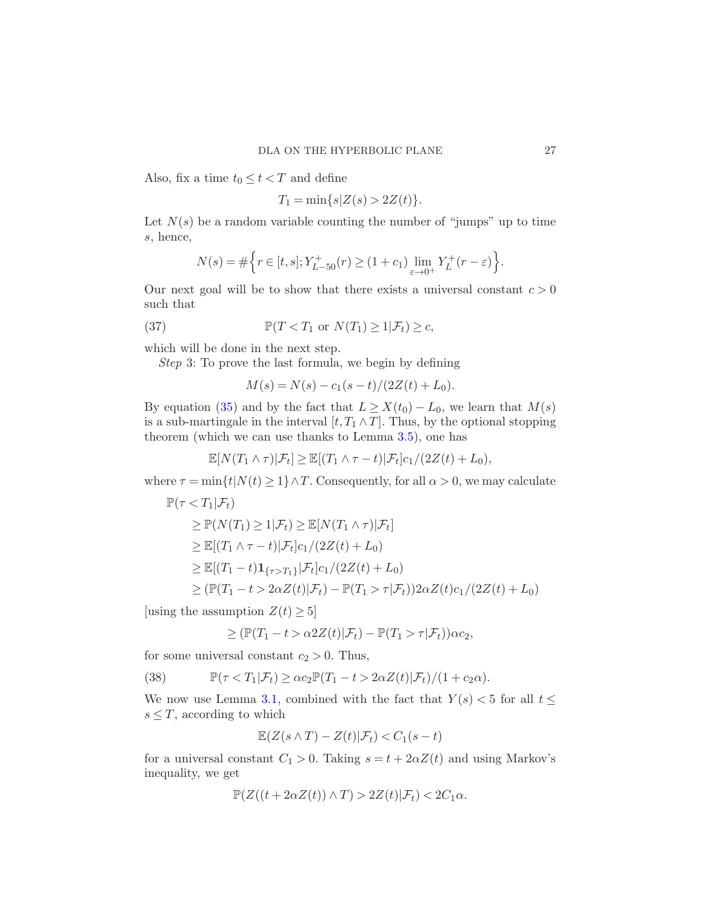Also, fix a time $t_0 \leq t < T$ and define

$$T_1 = \min\{s | Z(s) > 2Z(t)\}.$$

Let $N(s)$ be a random variable counting the number of "jumps" up to time $s$, hence,

$$N(s) = \#\Big\{r \in [t,s]; Y^+_{L-50}(r) \geq (1+c_1) \lim_{\varepsilon \to 0^+} Y^+_L(r-\varepsilon)\Big\}.$$

Our next goal will be to show that there exists a universal constant $c > 0$ such that

$$\mathbb{P}(T < T_1 \text{ or } N(T_1) \geq 1 | \mathcal{F}_t) \geq c, \tag{37}$$

which will be done in the next step.

*Step* 3: To prove the last formula, we begin by defining

$$M(s) = N(s) - c_1(s-t)/(2Z(t) + L_0).$$

By equation (35) and by the fact that $L \geq X(t_0) - L_0$, we learn that $M(s)$ is a sub-martingale in the interval $[t, T_1 \wedge T]$. Thus, by the optional stopping theorem (which we can use thanks to Lemma 3.5), one has

$$\mathbb{E}[N(T_1 \wedge \tau) | \mathcal{F}_t] \geq \mathbb{E}[(T_1 \wedge \tau - t) | \mathcal{F}_t] c_1/(2Z(t) + L_0),$$

where $\tau = \min\{t | N(t) \geq 1\} \wedge T$. Consequently, for all $\alpha > 0$, we may calculate

$$
\begin{aligned}
&\mathbb{P}(\tau < T_1 | \mathcal{F}_t) \\
&\quad \geq \mathbb{P}(N(T_1) \geq 1 | \mathcal{F}_t) \geq \mathbb{E}[N(T_1 \wedge \tau) | \mathcal{F}_t] \\
&\quad \geq \mathbb{E}[(T_1 \wedge \tau - t) | \mathcal{F}_t] c_1/(2Z(t) + L_0) \\
&\quad \geq \mathbb{E}[(T_1 - t)\mathbf{1}_{\{\tau > T_1\}} | \mathcal{F}_t] c_1/(2Z(t) + L_0) \\
&\quad \geq (\mathbb{P}(T_1 - t > 2\alpha Z(t) | \mathcal{F}_t) - \mathbb{P}(T_1 > \tau | \mathcal{F}_t)) 2\alpha Z(t) c_1/(2Z(t) + L_0)
\end{aligned}
$$

[using the assumption $Z(t) \geq 5$]

$$\geq (\mathbb{P}(T_1 - t > \alpha 2Z(t) | \mathcal{F}_t) - \mathbb{P}(T_1 > \tau | \mathcal{F}_t)) \alpha c_2,$$

for some universal constant $c_2 > 0$. Thus,

$$\mathbb{P}(\tau < T_1 | \mathcal{F}_t) \geq \alpha c_2 \mathbb{P}(T_1 - t > 2\alpha Z(t) | \mathcal{F}_t)/(1 + c_2\alpha). \tag{38}$$

We now use Lemma 3.1, combined with the fact that $Y(s) < 5$ for all $t \leq s \leq T$, according to which

$$\mathbb{E}(Z(s \wedge T) - Z(t) | \mathcal{F}_t) < C_1(s-t)$$

for a universal constant $C_1 > 0$. Taking $s = t + 2\alpha Z(t)$ and using Markov's inequality, we get

$$\mathbb{P}(Z((t + 2\alpha Z(t)) \wedge T) > 2Z(t) | \mathcal{F}_t) < 2C_1\alpha.$$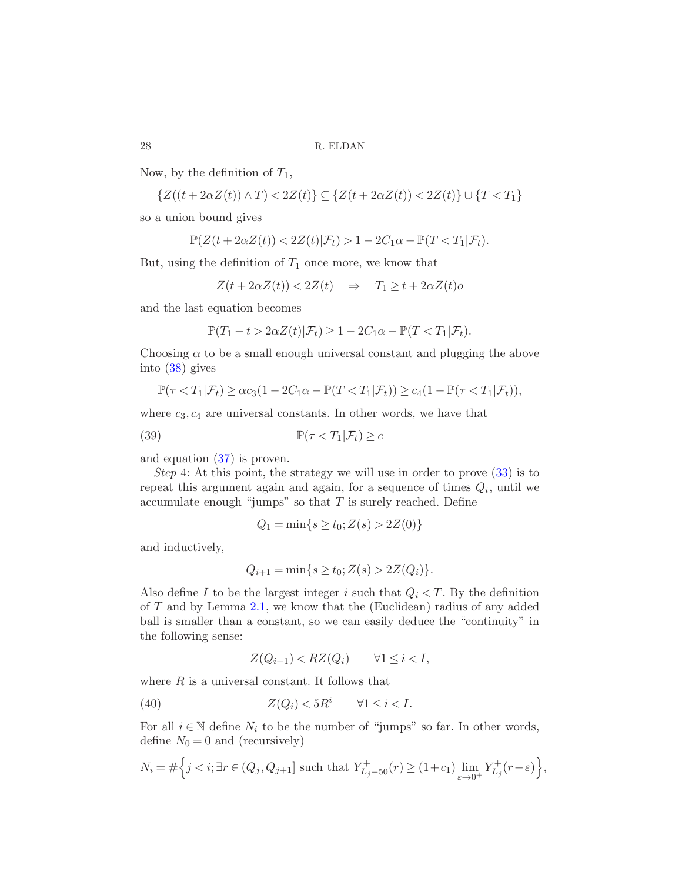Now, by the definition of $T_1$,

$$\{Z((t+2\alpha Z(t))\wedge T)<2Z(t)\}\subseteq\{Z(t+2\alpha Z(t))<2Z(t)\}\cup\{T<T_1\}$$

so a union bound gives

$$\mathbb{P}(Z(t+2\alpha Z(t))<2Z(t)|\mathcal{F}_t)>1-2C_1\alpha-\mathbb{P}(T<T_1|\mathcal{F}_t).$$

But, using the definition of $T_1$ once more, we know that

$$Z(t+2\alpha Z(t))<2Z(t)\quad\Rightarrow\quad T_1\geq t+2\alpha Z(t)o$$

and the last equation becomes

$$\mathbb{P}(T_1-t>2\alpha Z(t)|\mathcal{F}_t)\geq 1-2C_1\alpha-\mathbb{P}(T<T_1|\mathcal{F}_t).$$

Choosing $\alpha$ to be a small enough universal constant and plugging the above into (38) gives

$$\mathbb{P}(\tau<T_1|\mathcal{F}_t)\geq\alpha c_3(1-2C_1\alpha-\mathbb{P}(T<T_1|\mathcal{F}_t))\geq c_4(1-\mathbb{P}(\tau<T_1|\mathcal{F}_t)),$$

where $c_3,c_4$ are universal constants. In other words, we have that

$$\mathbb{P}(\tau<T_1|\mathcal{F}_t)\geq c \tag{39}$$

and equation (37) is proven.

*Step* 4: At this point, the strategy we will use in order to prove (33) is to repeat this argument again and again, for a sequence of times $Q_i$, until we accumulate enough "jumps" so that $T$ is surely reached. Define

$$Q_1=\min\{s\geq t_0;Z(s)>2Z(0)\}$$

and inductively,

$$Q_{i+1}=\min\{s\geq t_0;Z(s)>2Z(Q_i)\}.$$

Also define $I$ to be the largest integer $i$ such that $Q_i<T$. By the definition of $T$ and by Lemma 2.1, we know that the (Euclidean) radius of any added ball is smaller than a constant, so we can easily deduce the "continuity" in the following sense:

$$Z(Q_{i+1})<RZ(Q_i)\qquad\forall 1\leq i<I,$$

where $R$ is a universal constant. It follows that

$$Z(Q_i)<5R^i\qquad\forall 1\leq i<I. \tag{40}$$

For all $i\in\mathbb{N}$ define $N_i$ to be the number of "jumps" so far. In other words, define $N_0=0$ and (recursively)

$$N_i=\#\Big\{j<i;\exists r\in(Q_j,Q_{j+1}]\text{ such that }Y^+_{L_j-50}(r)\geq(1+c_1)\lim_{\varepsilon\to 0^+}Y^+_{L_j}(r-\varepsilon)\Big\},$$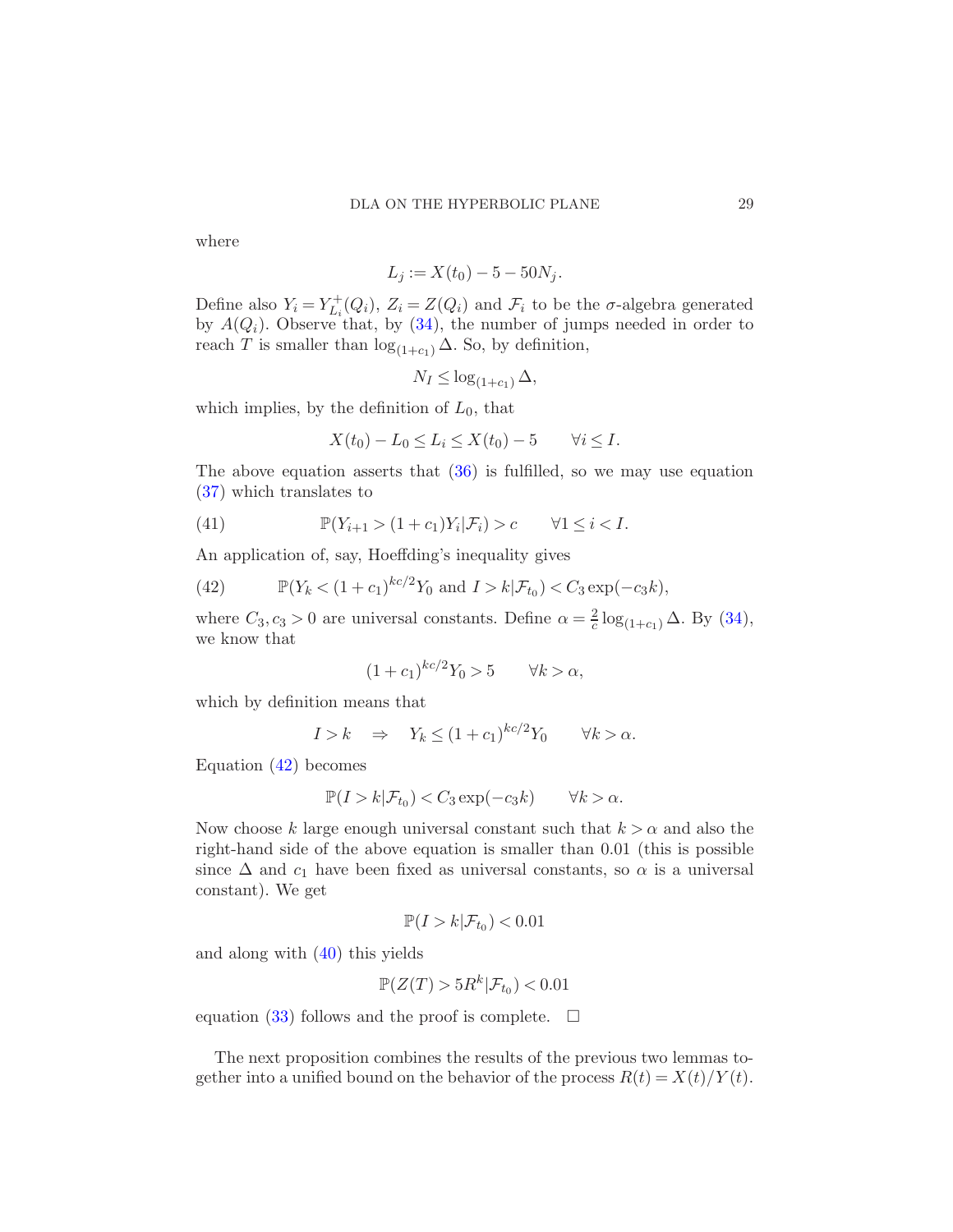where

$$L_j := X(t_0) - 5 - 50N_j.$$

Define also $Y_i = Y^+_{L_i}(Q_i)$, $Z_i = Z(Q_i)$ and $\mathcal{F}_i$ to be the $\sigma$-algebra generated by $A(Q_i)$. Observe that, by (34), the number of jumps needed in order to reach $T$ is smaller than $\log_{(1+c_1)} \Delta$. So, by definition,

$$N_I \leq \log_{(1+c_1)} \Delta,$$

which implies, by the definition of $L_0$, that

$$X(t_0) - L_0 \leq L_i \leq X(t_0) - 5 \qquad \forall i \leq I.$$

The above equation asserts that (36) is fulfilled, so we may use equation (37) which translates to

$$\mathbb{P}(Y_{i+1} > (1+c_1)Y_i | \mathcal{F}_i) > c \qquad \forall 1 \leq i < I. \tag{41}$$

An application of, say, Hoeffding's inequality gives

$$\mathbb{P}(Y_k < (1+c_1)^{kc/2} Y_0 \text{ and } I > k | \mathcal{F}_{t_0}) < C_3 \exp(-c_3 k), \tag{42}$$

where $C_3, c_3 > 0$ are universal constants. Define $\alpha = \frac{2}{c} \log_{(1+c_1)} \Delta$. By (34), we know that

$$(1+c_1)^{kc/2} Y_0 > 5 \qquad \forall k > \alpha,$$

which by definition means that

$$I > k \quad \Rightarrow \quad Y_k \leq (1+c_1)^{kc/2} Y_0 \qquad \forall k > \alpha.$$

Equation (42) becomes

$$\mathbb{P}(I > k | \mathcal{F}_{t_0}) < C_3 \exp(-c_3 k) \qquad \forall k > \alpha.$$

Now choose $k$ large enough universal constant such that $k > \alpha$ and also the right-hand side of the above equation is smaller than 0.01 (this is possible since $\Delta$ and $c_1$ have been fixed as universal constants, so $\alpha$ is a universal constant). We get

$$\mathbb{P}(I > k | \mathcal{F}_{t_0}) < 0.01$$

and along with (40) this yields

$$\mathbb{P}(Z(T) > 5R^k | \mathcal{F}_{t_0}) < 0.01$$

equation (33) follows and the proof is complete. $\square$

The next proposition combines the results of the previous two lemmas together into a unified bound on the behavior of the process $R(t) = X(t)/Y(t)$.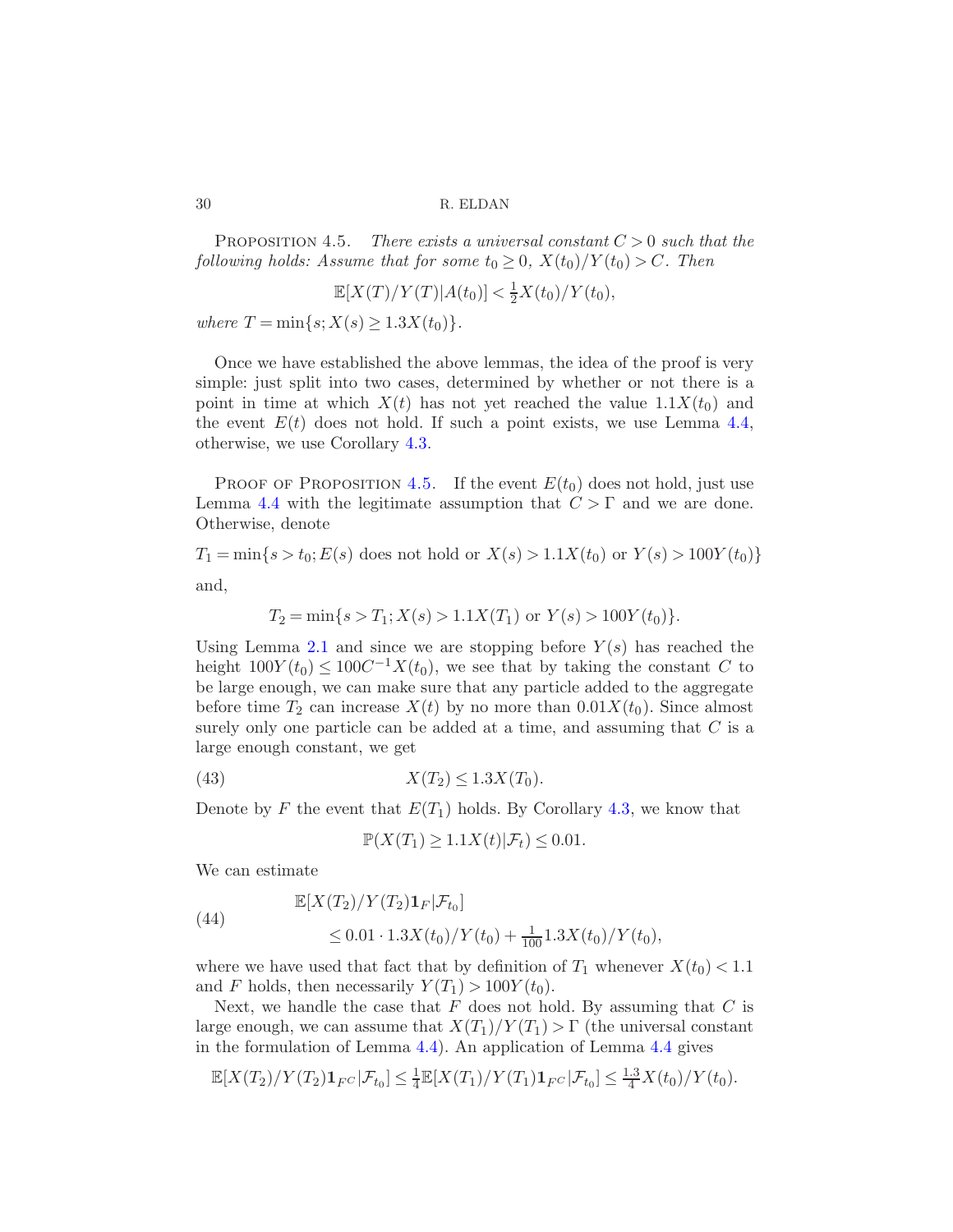PROPOSITION 4.5. *There exists a universal constant $C > 0$ such that the following holds: Assume that for some $t_0 \geq 0$, $X(t_0)/Y(t_0) > C$. Then*

$$\mathbb{E}[X(T)/Y(T)|A(t_0)] < \tfrac{1}{2}X(t_0)/Y(t_0),$$

*where $T = \min\{s; X(s) \geq 1.3X(t_0)\}$.*

Once we have established the above lemmas, the idea of the proof is very simple: just split into two cases, determined by whether or not there is a point in time at which $X(t)$ has not yet reached the value $1.1X(t_0)$ and the event $E(t)$ does not hold. If such a point exists, we use Lemma 4.4, otherwise, we use Corollary 4.3.

PROOF OF PROPOSITION 4.5. If the event $E(t_0)$ does not hold, just use Lemma 4.4 with the legitimate assumption that $C > \Gamma$ and we are done. Otherwise, denote

$$T_1 = \min\{s > t_0; E(s) \text{ does not hold or } X(s) > 1.1X(t_0) \text{ or } Y(s) > 100Y(t_0)\}$$

and,

$$T_2 = \min\{s > T_1; X(s) > 1.1X(T_1) \text{ or } Y(s) > 100Y(t_0)\}.$$

Using Lemma 2.1 and since we are stopping before $Y(s)$ has reached the height $100Y(t_0) \leq 100C^{-1}X(t_0)$, we see that by taking the constant $C$ to be large enough, we can make sure that any particle added to the aggregate before time $T_2$ can increase $X(t)$ by no more than $0.01X(t_0)$. Since almost surely only one particle can be added at a time, and assuming that $C$ is a large enough constant, we get

$$X(T_2) \leq 1.3X(T_0). \tag{43}$$

Denote by $F$ the event that $E(T_1)$ holds. By Corollary 4.3, we know that

$$\mathbb{P}(X(T_1) \geq 1.1X(t)|\mathcal{F}_t) \leq 0.01.$$

We can estimate

$$\begin{aligned} &\mathbb{E}[X(T_2)/Y(T_2)\mathbf{1}_F|\mathcal{F}_{t_0}] \\ &\qquad \leq 0.01 \cdot 1.3X(t_0)/Y(t_0) + \tfrac{1}{100}1.3X(t_0)/Y(t_0), \end{aligned} \tag{44}$$

where we have used that fact that by definition of $T_1$ whenever $X(t_0) < 1.1$ and $F$ holds, then necessarily $Y(T_1) > 100Y(t_0)$.

Next, we handle the case that $F$ does not hold. By assuming that $C$ is large enough, we can assume that $X(T_1)/Y(T_1) > \Gamma$ (the universal constant in the formulation of Lemma 4.4). An application of Lemma 4.4 gives

$$\mathbb{E}[X(T_2)/Y(T_2)\mathbf{1}_{F^C}|\mathcal{F}_{t_0}] \leq \tfrac{1}{4}\mathbb{E}[X(T_1)/Y(T_1)\mathbf{1}_{F^C}|\mathcal{F}_{t_0}] \leq \tfrac{1.3}{4}X(t_0)/Y(t_0).$$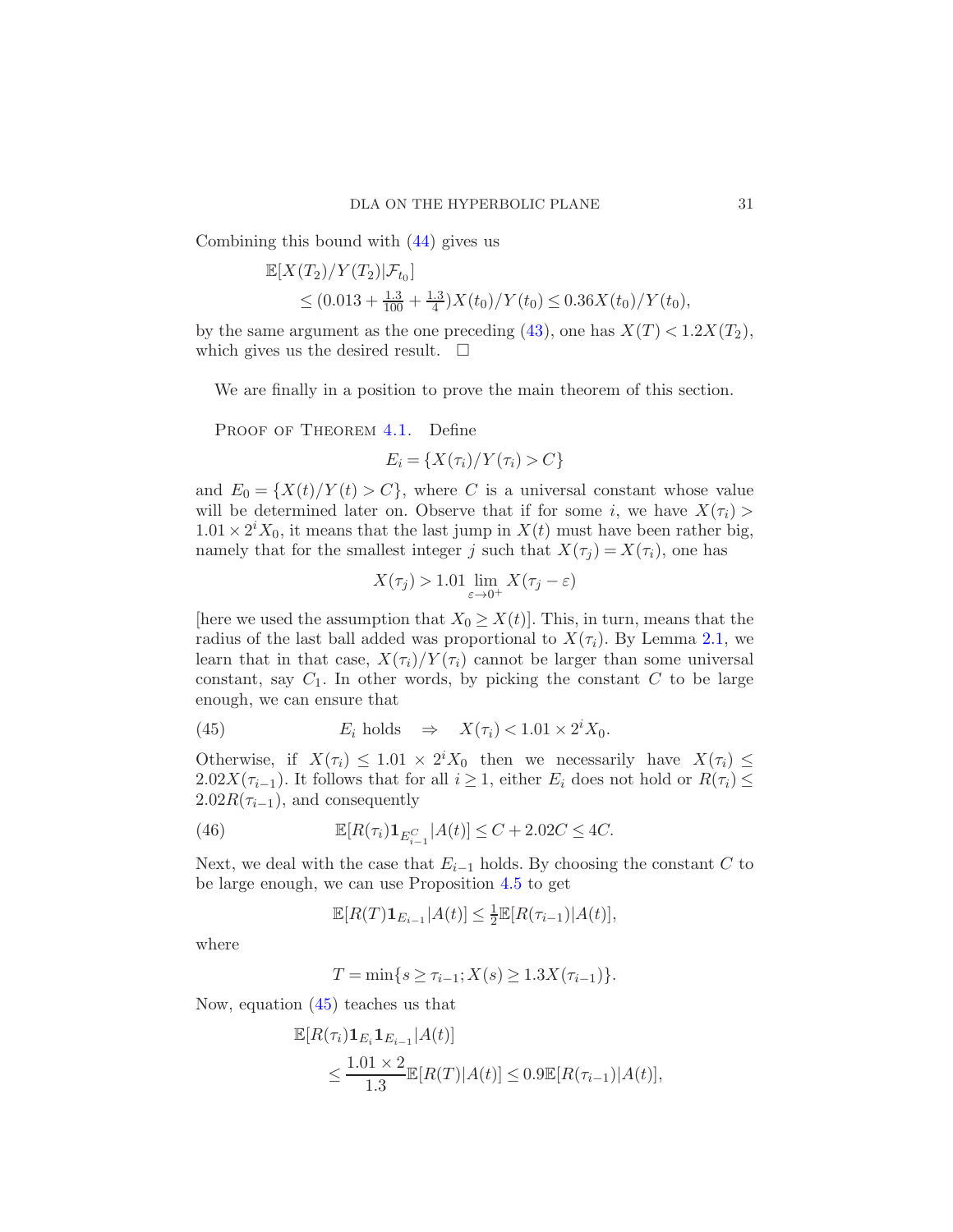Combining this bound with (44) gives us

$$
\begin{aligned}
&\mathbb{E}[X(T_2)/Y(T_2)|\mathcal{F}_{t_0}] \\
&\qquad \le (0.013 + \tfrac{1.3}{100} + \tfrac{1.3}{4})X(t_0)/Y(t_0) \le 0.36X(t_0)/Y(t_0),
\end{aligned}
$$

by the same argument as the one preceding (43), one has $X(T) < 1.2X(T_2)$, which gives us the desired result. $\square$

We are finally in a position to prove the main theorem of this section.

Proof of Theorem 4.1. Define

$$
E_i = \{X(\tau_i)/Y(\tau_i) > C\}
$$

and $E_0 = \{X(t)/Y(t) > C\}$, where $C$ is a universal constant whose value will be determined later on. Observe that if for some $i$, we have $X(\tau_i) > 1.01 \times 2^i X_0$, it means that the last jump in $X(t)$ must have been rather big, namely that for the smallest integer $j$ such that $X(\tau_j) = X(\tau_i)$, one has

$$
X(\tau_j) > 1.01 \lim_{\varepsilon \to 0^+} X(\tau_j - \varepsilon)
$$

[here we used the assumption that $X_0 \ge X(t)$]. This, in turn, means that the radius of the last ball added was proportional to $X(\tau_i)$. By Lemma 2.1, we learn that in that case, $X(\tau_i)/Y(\tau_i)$ cannot be larger than some universal constant, say $C_1$. In other words, by picking the constant $C$ to be large enough, we can ensure that

$$
E_i \text{ holds} \quad \Rightarrow \quad X(\tau_i) < 1.01 \times 2^i X_0. \tag{45}
$$

Otherwise, if $X(\tau_i) \le 1.01 \times 2^i X_0$ then we necessarily have $X(\tau_i) \le 2.02X(\tau_{i-1})$. It follows that for all $i \ge 1$, either $E_i$ does not hold or $R(\tau_i) \le 2.02R(\tau_{i-1})$, and consequently

$$
\mathbb{E}[R(\tau_i)\mathbf{1}_{E_{i-1}^C}|A(t)] \le C + 2.02C \le 4C. \tag{46}
$$

Next, we deal with the case that $E_{i-1}$ holds. By choosing the constant $C$ to be large enough, we can use Proposition 4.5 to get

$$
\mathbb{E}[R(T)\mathbf{1}_{E_{i-1}}|A(t)] \le \tfrac{1}{2}\mathbb{E}[R(\tau_{i-1})|A(t)],
$$

where

$$
T = \min\{s \ge \tau_{i-1}; X(s) \ge 1.3X(\tau_{i-1})\}.
$$

Now, equation (45) teaches us that

$$
\begin{aligned}
&\mathbb{E}[R(\tau_i)\mathbf{1}_{E_i}\mathbf{1}_{E_{i-1}}|A(t)] \\
&\qquad \le \frac{1.01 \times 2}{1.3}\mathbb{E}[R(T)|A(t)] \le 0.9\mathbb{E}[R(\tau_{i-1})|A(t)],
\end{aligned}
$$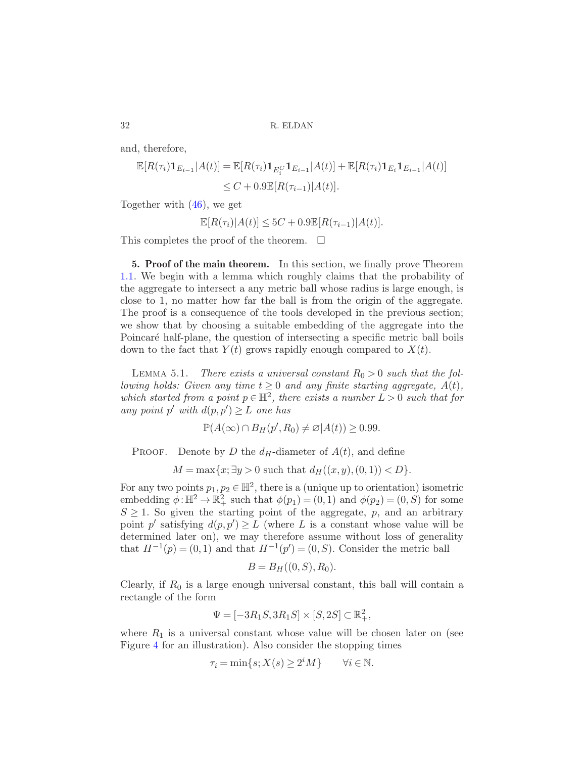and, therefore,

$$\mathbb{E}[R(\tau_i)\mathbf{1}_{E_{i-1}}|A(t)] = \mathbb{E}[R(\tau_i)\mathbf{1}_{E_i^C}\mathbf{1}_{E_{i-1}}|A(t)] + \mathbb{E}[R(\tau_i)\mathbf{1}_{E_i}\mathbf{1}_{E_{i-1}}|A(t)]$$
$$\leq C + 0.9\mathbb{E}[R(\tau_{i-1})|A(t)].$$

Together with (46), we get

$$\mathbb{E}[R(\tau_i)|A(t)] \leq 5C + 0.9\mathbb{E}[R(\tau_{i-1})|A(t)].$$

This completes the proof of the theorem. $\square$

**5. Proof of the main theorem.** In this section, we finally prove Theorem 1.1. We begin with a lemma which roughly claims that the probability of the aggregate to intersect a any metric ball whose radius is large enough, is close to 1, no matter how far the ball is from the origin of the aggregate. The proof is a consequence of the tools developed in the previous section; we show that by choosing a suitable embedding of the aggregate into the Poincaré half-plane, the question of intersecting a specific metric ball boils down to the fact that $Y(t)$ grows rapidly enough compared to $X(t)$.

LEMMA 5.1. *There exists a universal constant $R_0 > 0$ such that the following holds: Given any time $t \geq 0$ and any finite starting aggregate, $A(t)$, which started from a point $p \in \mathbb{H}^2$, there exists a number $L > 0$ such that for any point $p'$ with $d(p, p') \geq L$ one has*

$$\mathbb{P}(A(\infty) \cap B_H(p', R_0) \neq \varnothing | A(t)) \geq 0.99.$$

PROOF. Denote by $D$ the $d_H$-diameter of $A(t)$, and define

$$M = \max\{x; \exists y > 0 \text{ such that } d_H((x, y), (0, 1)) < D\}.$$

For any two points $p_1, p_2 \in \mathbb{H}^2$, there is a (unique up to orientation) isometric embedding $\phi: \mathbb{H}^2 \to \mathbb{R}_+^2$ such that $\phi(p_1) = (0, 1)$ and $\phi(p_2) = (0, S)$ for some $S \geq 1$. So given the starting point of the aggregate, $p$, and an arbitrary point $p'$ satisfying $d(p, p') \geq L$ (where $L$ is a constant whose value will be determined later on), we may therefore assume without loss of generality that $H^{-1}(p) = (0, 1)$ and that $H^{-1}(p') = (0, S)$. Consider the metric ball

$$B = B_H((0, S), R_0).$$

Clearly, if $R_0$ is a large enough universal constant, this ball will contain a rectangle of the form

$$\Psi = [-3R_1 S, 3R_1 S] \times [S, 2S] \subset \mathbb{R}_+^2,$$

where $R_1$ is a universal constant whose value will be chosen later on (see Figure 4 for an illustration). Also consider the stopping times

$$\tau_i = \min\{s; X(s) \geq 2^i M\} \qquad \forall i \in \mathbb{N}.$$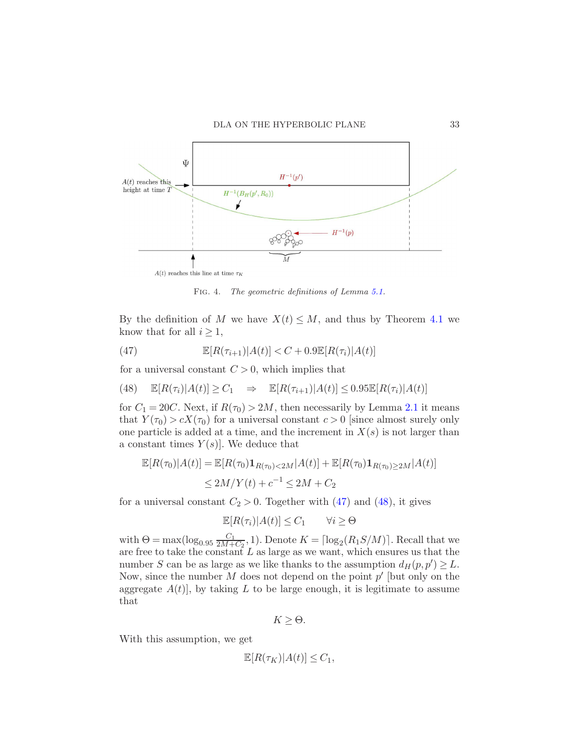FIG. 4. *The geometric definitions of Lemma 5.1.*

By the definition of $M$ we have $X(t) \leq M$, and thus by Theorem 4.1 we know that for all $i \geq 1$,

$$\mathbb{E}[R(\tau_{i+1})|A(t)] < C + 0.9\mathbb{E}[R(\tau_i)|A(t)] \tag{47}$$

for a universal constant $C > 0$, which implies that

$$\mathbb{E}[R(\tau_i)|A(t)] \geq C_1 \quad \Rightarrow \quad \mathbb{E}[R(\tau_{i+1})|A(t)] \leq 0.95\mathbb{E}[R(\tau_i)|A(t)] \tag{48}$$

for $C_1 = 20C$. Next, if $R(\tau_0) > 2M$, then necessarily by Lemma 2.1 it means that $Y(\tau_0) > cX(\tau_0)$ for a universal constant $c > 0$ [since almost surely only one particle is added at a time, and the increment in $X(s)$ is not larger than a constant times $Y(s)$]. We deduce that

$$\begin{aligned}
\mathbb{E}[R(\tau_0)|A(t)] &= \mathbb{E}[R(\tau_0)\mathbf{1}_{R(\tau_0)<2M}|A(t)] + \mathbb{E}[R(\tau_0)\mathbf{1}_{R(\tau_0)\geq 2M}|A(t)] \\
&\leq 2M/Y(t) + c^{-1} \leq 2M + C_2
\end{aligned}$$

for a universal constant $C_2 > 0$. Together with (47) and (48), it gives

$$\mathbb{E}[R(\tau_i)|A(t)] \leq C_1 \qquad \forall i \geq \Theta$$

with $\Theta = \max(\log_{0.95} \frac{C_1}{2M+C_2}, 1)$. Denote $K = \lceil \log_2(R_1 S/M) \rceil$. Recall that we are free to take the constant $L$ as large as we want, which ensures us that the number $S$ can be as large as we like thanks to the assumption $d_H(p, p') \geq L$. Now, since the number $M$ does not depend on the point $p'$ [but only on the aggregate $A(t)$], by taking $L$ to be large enough, it is legitimate to assume that

$$K \geq \Theta.$$

With this assumption, we get

$$\mathbb{E}[R(\tau_K)|A(t)] \leq C_1,$$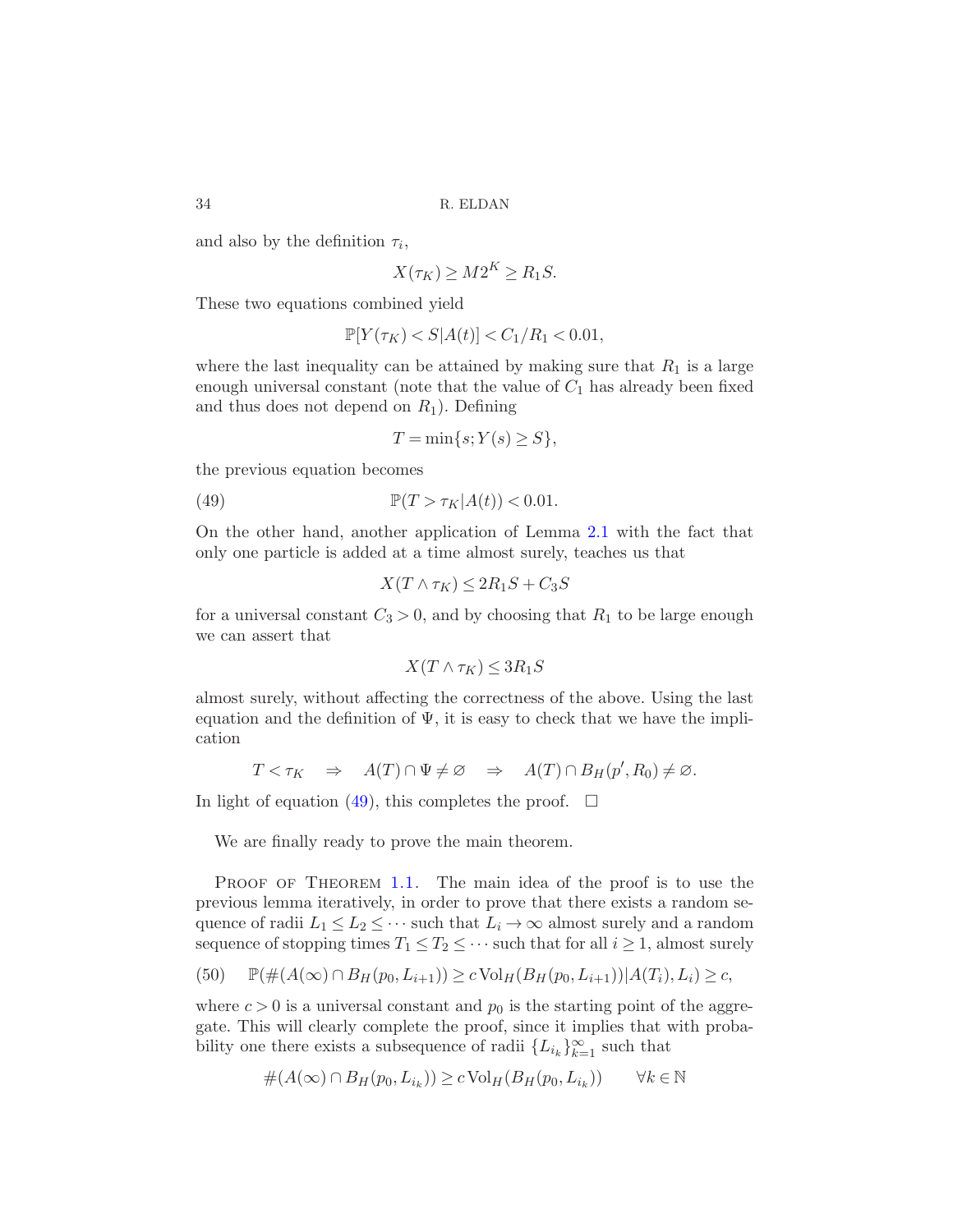and also by the definition $\tau_i$,

$$X(\tau_K) \geq M2^K \geq R_1 S.$$

These two equations combined yield

$$\mathbb{P}[Y(\tau_K) < S | A(t)] < C_1/R_1 < 0.01,$$

where the last inequality can be attained by making sure that $R_1$ is a large enough universal constant (note that the value of $C_1$ has already been fixed and thus does not depend on $R_1$). Defining

$$T = \min\{s; Y(s) \geq S\},$$

the previous equation becomes

$$\mathbb{P}(T > \tau_K | A(t)) < 0.01. \tag{49}$$

On the other hand, another application of Lemma 2.1 with the fact that only one particle is added at a time almost surely, teaches us that

$$X(T \wedge \tau_K) \leq 2R_1 S + C_3 S$$

for a universal constant $C_3 > 0$, and by choosing that $R_1$ to be large enough we can assert that

$$X(T \wedge \tau_K) \leq 3R_1 S$$

almost surely, without affecting the correctness of the above. Using the last equation and the definition of $\Psi$, it is easy to check that we have the implication

$$T < \tau_K \quad \Rightarrow \quad A(T) \cap \Psi \neq \varnothing \quad \Rightarrow \quad A(T) \cap B_H(p', R_0) \neq \varnothing.$$

In light of equation (49), this completes the proof. $\square$

We are finally ready to prove the main theorem.

Proof of Theorem 1.1. The main idea of the proof is to use the previous lemma iteratively, in order to prove that there exists a random sequence of radii $L_1 \leq L_2 \leq \cdots$ such that $L_i \to \infty$ almost surely and a random sequence of stopping times $T_1 \leq T_2 \leq \cdots$ such that for all $i \geq 1$, almost surely

$$\mathbb{P}(\#(A(\infty) \cap B_H(p_0, L_{i+1})) \geq c \operatorname{Vol}_H(B_H(p_0, L_{i+1})) | A(T_i), L_i) \geq c, \tag{50}$$

where $c > 0$ is a universal constant and $p_0$ is the starting point of the aggregate. This will clearly complete the proof, since it implies that with probability one there exists a subsequence of radii $\{L_{i_k}\}_{k=1}^{\infty}$ such that

$$\#(A(\infty) \cap B_H(p_0, L_{i_k})) \geq c \operatorname{Vol}_H(B_H(p_0, L_{i_k})) \qquad \forall k \in \mathbb{N}$$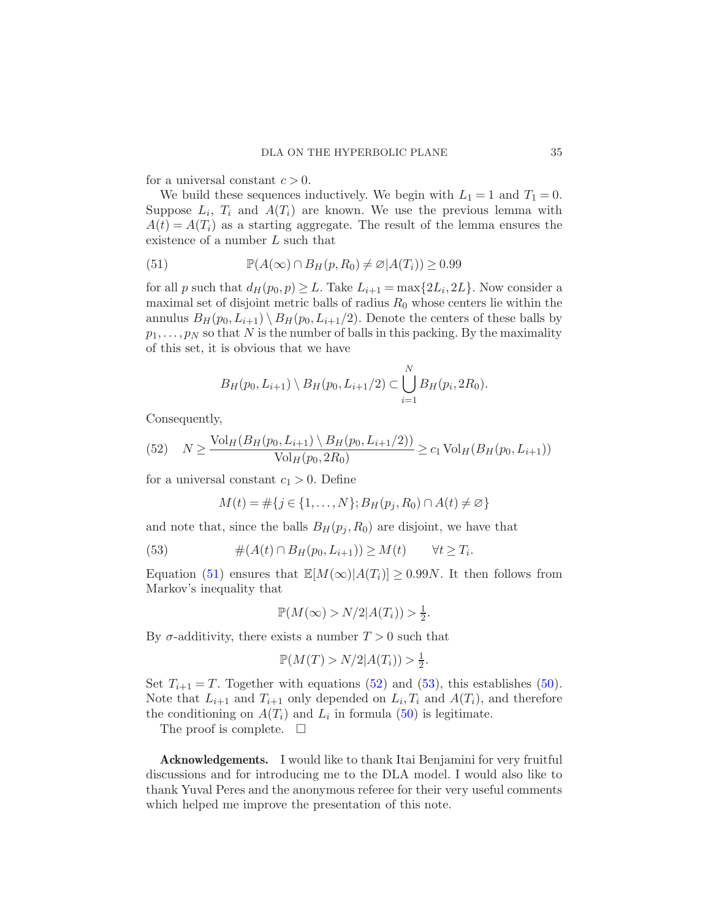for a universal constant $c > 0$.

We build these sequences inductively. We begin with $L_1 = 1$ and $T_1 = 0$. Suppose $L_i$, $T_i$ and $A(T_i)$ are known. We use the previous lemma with $A(t) = A(T_i)$ as a starting aggregate. The result of the lemma ensures the existence of a number $L$ such that

$$\mathbb{P}(A(\infty) \cap B_H(p, R_0) \neq \varnothing | A(T_i)) \geq 0.99 \tag{51}$$

for all $p$ such that $d_H(p_0, p) \geq L$. Take $L_{i+1} = \max\{2L_i, 2L\}$. Now consider a maximal set of disjoint metric balls of radius $R_0$ whose centers lie within the annulus $B_H(p_0, L_{i+1}) \setminus B_H(p_0, L_{i+1}/2)$. Denote the centers of these balls by $p_1, \ldots, p_N$ so that $N$ is the number of balls in this packing. By the maximality of this set, it is obvious that we have

$$B_H(p_0, L_{i+1}) \setminus B_H(p_0, L_{i+1}/2) \subset \bigcup_{i=1}^{N} B_H(p_i, 2R_0).$$

Consequently,

$$N \geq \frac{\mathrm{Vol}_H(B_H(p_0, L_{i+1}) \setminus B_H(p_0, L_{i+1}/2))}{\mathrm{Vol}_H(p_0, 2R_0)} \geq c_1 \mathrm{Vol}_H(B_H(p_0, L_{i+1})) \tag{52}$$

for a universal constant $c_1 > 0$. Define

$$M(t) = \#\{j \in \{1, \ldots, N\}; B_H(p_j, R_0) \cap A(t) \neq \varnothing\}$$

and note that, since the balls $B_H(p_j, R_0)$ are disjoint, we have that

$$\#(A(t) \cap B_H(p_0, L_{i+1})) \geq M(t) \qquad \forall t \geq T_i. \tag{53}$$

Equation (51) ensures that $\mathbb{E}[M(\infty)|A(T_i)] \geq 0.99N$. It then follows from Markov's inequality that

$$\mathbb{P}(M(\infty) > N/2 | A(T_i)) > \tfrac{1}{2}.$$

By $\sigma$-additivity, there exists a number $T > 0$ such that

$$\mathbb{P}(M(T) > N/2 | A(T_i)) > \tfrac{1}{2}.$$

Set $T_{i+1} = T$. Together with equations (52) and (53), this establishes (50). Note that $L_{i+1}$ and $T_{i+1}$ only depended on $L_i, T_i$ and $A(T_i)$, and therefore the conditioning on $A(T_i)$ and $L_i$ in formula (50) is legitimate.

The proof is complete. $\square$

**Acknowledgements.** I would like to thank Itai Benjamini for very fruitful discussions and for introducing me to the DLA model. I would also like to thank Yuval Peres and the anonymous referee for their very useful comments which helped me improve the presentation of this note.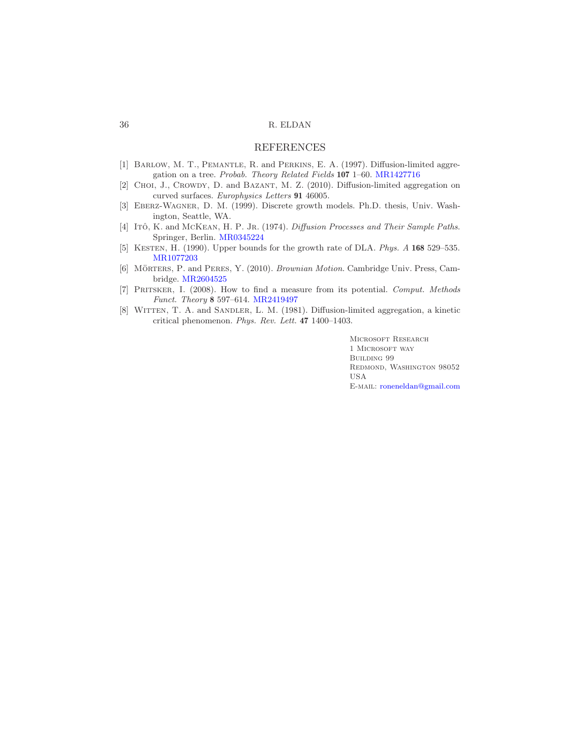## REFERENCES

[1] Barlow, M. T., Pemantle, R. and Perkins, E. A. (1997). Diffusion-limited aggregation on a tree. *Probab. Theory Related Fields* **107** 1–60. MR1427716

[2] Choi, J., Crowdy, D. and Bazant, M. Z. (2010). Diffusion-limited aggregation on curved surfaces. *Europhysics Letters* **91** 46005.

[3] Eberz-Wagner, D. M. (1999). Discrete growth models. Ph.D. thesis, Univ. Washington, Seattle, WA.

[4] Itô, K. and McKean, H. P. Jr. (1974). *Diffusion Processes and Their Sample Paths*. Springer, Berlin. MR0345224

[5] Kesten, H. (1990). Upper bounds for the growth rate of DLA. *Phys. A* **168** 529–535. MR1077203

[6] Mörters, P. and Peres, Y. (2010). *Brownian Motion*. Cambridge Univ. Press, Cambridge. MR2604525

[7] Pritsker, I. (2008). How to find a measure from its potential. *Comput. Methods Funct. Theory* **8** 597–614. MR2419497

[8] Witten, T. A. and Sandler, L. M. (1981). Diffusion-limited aggregation, a kinetic critical phenomenon. *Phys. Rev. Lett.* **47** 1400–1403.

Microsoft Research
1 Microsoft way
Building 99
Redmond, Washington 98052
USA
E-mail: roneneldan@gmail.com